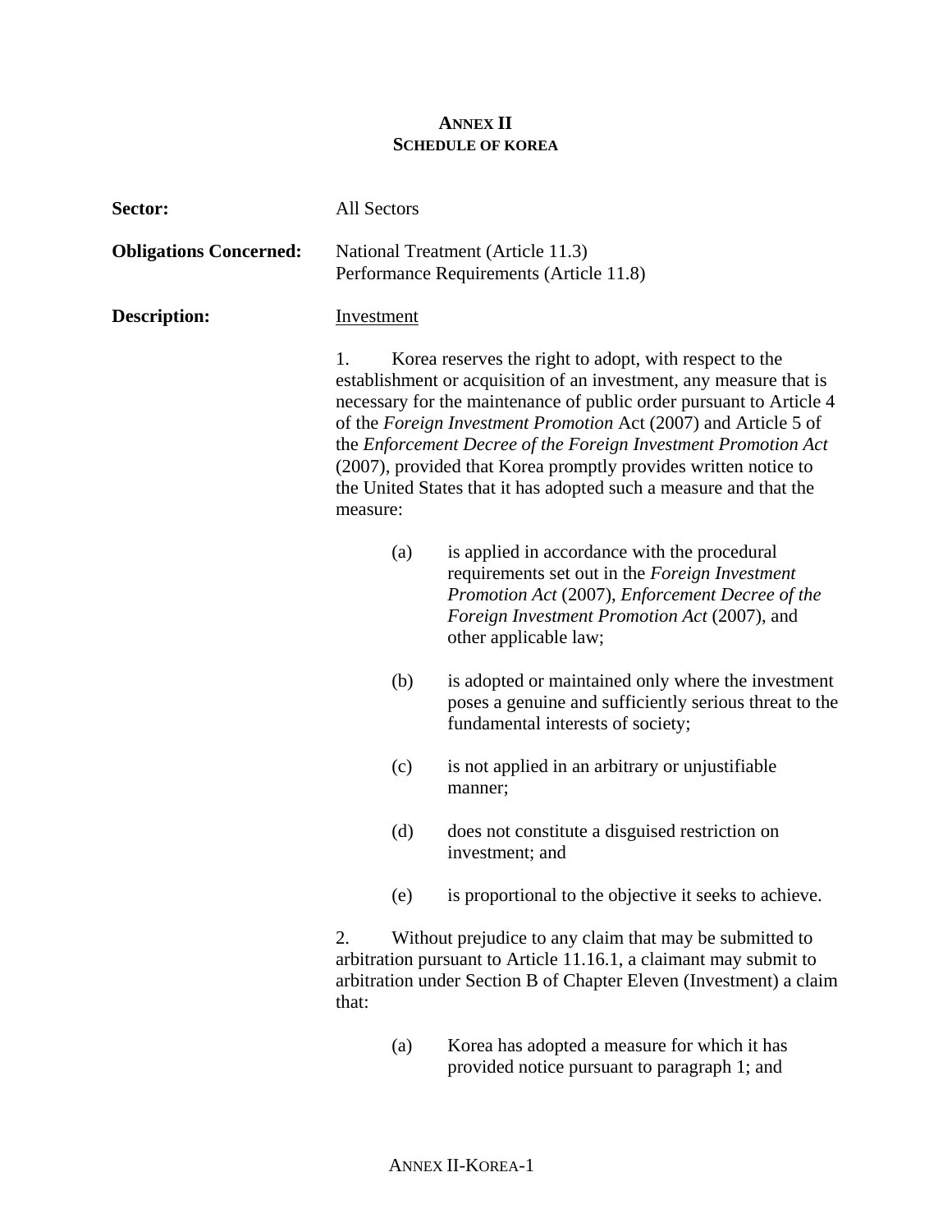# ANNEX II
## SCHEDULE OF KOREA

**Sector:** All Sectors

**Obligations Concerned:** National Treatment (Article 11.3)
Performance Requirements (Article 11.8)

**Description:** Investment

1. Korea reserves the right to adopt, with respect to the establishment or acquisition of an investment, any measure that is necessary for the maintenance of public order pursuant to Article 4 of the *Foreign Investment Promotion* Act (2007) and Article 5 of the *Enforcement Decree of the Foreign Investment Promotion Act* (2007), provided that Korea promptly provides written notice to the United States that it has adopted such a measure and that the measure:

   (a) is applied in accordance with the procedural requirements set out in the *Foreign Investment Promotion Act* (2007), *Enforcement Decree of the Foreign Investment Promotion Act* (2007), and other applicable law;

   (b) is adopted or maintained only where the investment poses a genuine and sufficiently serious threat to the fundamental interests of society;

   (c) is not applied in an arbitrary or unjustifiable manner;

   (d) does not constitute a disguised restriction on investment; and

   (e) is proportional to the objective it seeks to achieve.

2. Without prejudice to any claim that may be submitted to arbitration pursuant to Article 11.16.1, a claimant may submit to arbitration under Section B of Chapter Eleven (Investment) a claim that:

   (a) Korea has adopted a measure for which it has provided notice pursuant to paragraph 1; and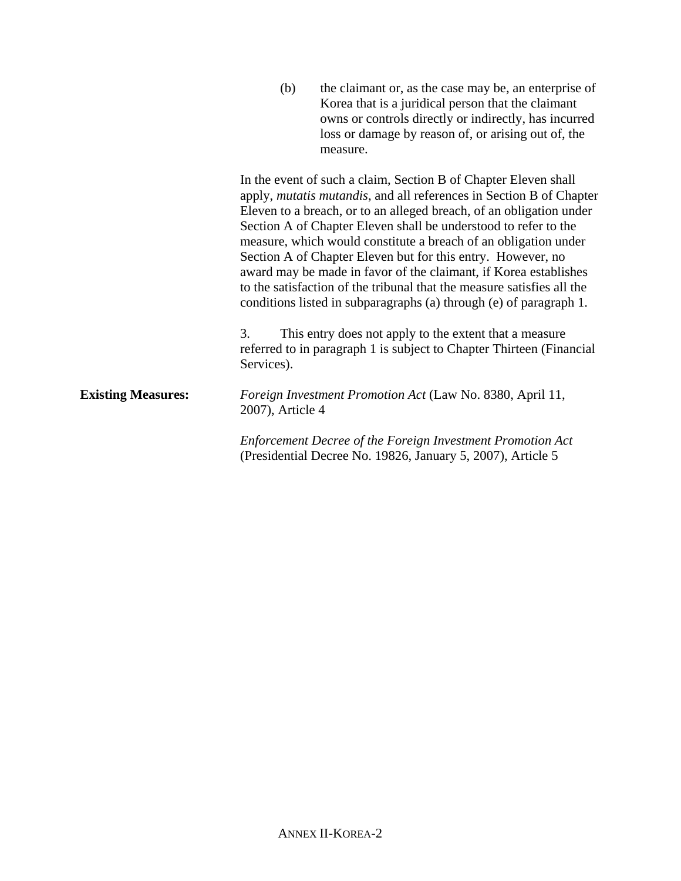(b) the claimant or, as the case may be, an enterprise of Korea that is a juridical person that the claimant owns or controls directly or indirectly, has incurred loss or damage by reason of, or arising out of, the measure.

In the event of such a claim, Section B of Chapter Eleven shall apply, *mutatis mutandis*, and all references in Section B of Chapter Eleven to a breach, or to an alleged breach, of an obligation under Section A of Chapter Eleven shall be understood to refer to the measure, which would constitute a breach of an obligation under Section A of Chapter Eleven but for this entry. However, no award may be made in favor of the claimant, if Korea establishes to the satisfaction of the tribunal that the measure satisfies all the conditions listed in subparagraphs (a) through (e) of paragraph 1.

3. This entry does not apply to the extent that a measure referred to in paragraph 1 is subject to Chapter Thirteen (Financial Services).

**Existing Measures:**

*Foreign Investment Promotion Act* (Law No. 8380, April 11, 2007), Article 4

*Enforcement Decree of the Foreign Investment Promotion Act* (Presidential Decree No. 19826, January 5, 2007), Article 5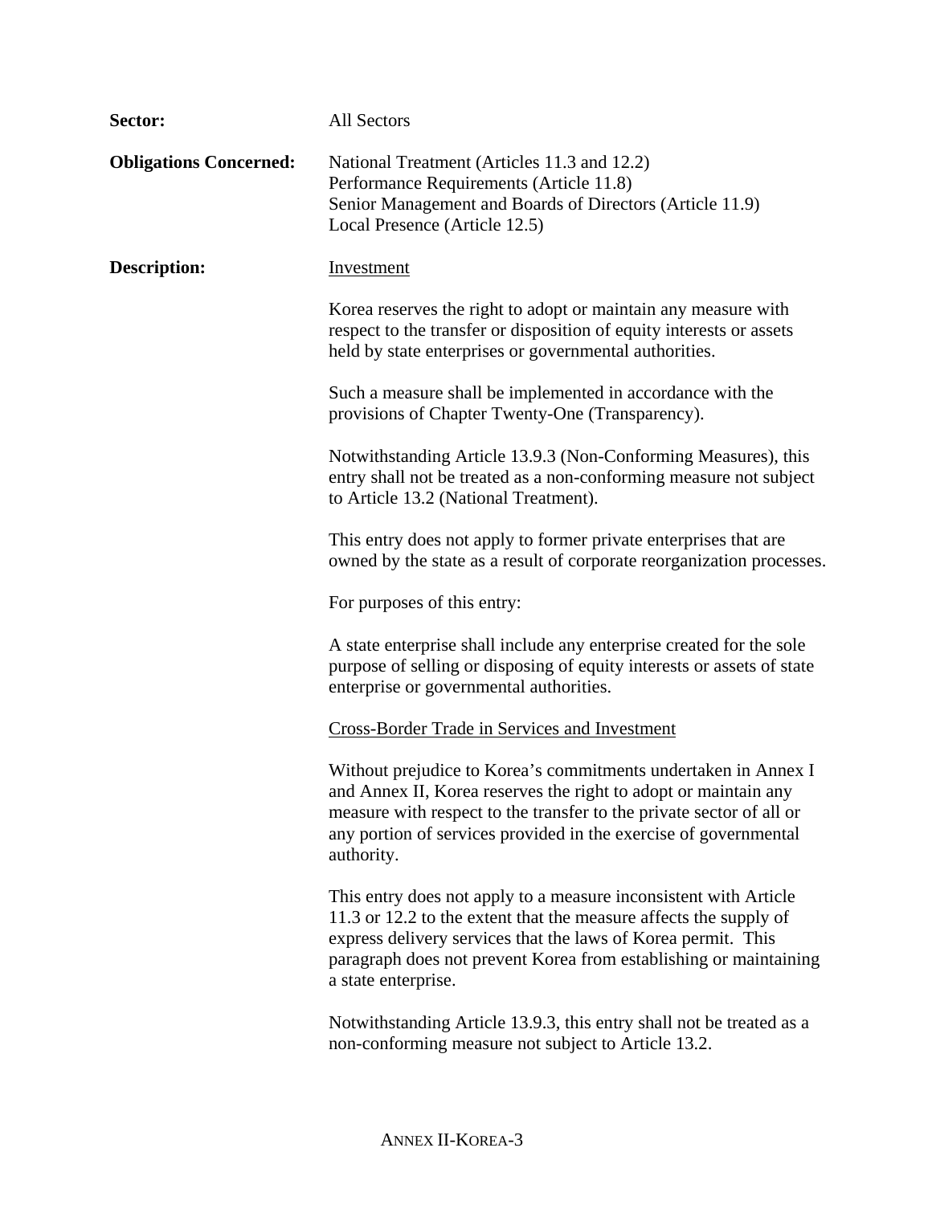**Sector:** All Sectors

**Obligations Concerned:** National Treatment (Articles 11.3 and 12.2)
Performance Requirements (Article 11.8)
Senior Management and Boards of Directors (Article 11.9)
Local Presence (Article 12.5)

**Description:** Investment

Korea reserves the right to adopt or maintain any measure with respect to the transfer or disposition of equity interests or assets held by state enterprises or governmental authorities.

Such a measure shall be implemented in accordance with the provisions of Chapter Twenty-One (Transparency).

Notwithstanding Article 13.9.3 (Non-Conforming Measures), this entry shall not be treated as a non-conforming measure not subject to Article 13.2 (National Treatment).

This entry does not apply to former private enterprises that are owned by the state as a result of corporate reorganization processes.

For purposes of this entry:

A state enterprise shall include any enterprise created for the sole purpose of selling or disposing of equity interests or assets of state enterprise or governmental authorities.

Cross-Border Trade in Services and Investment

Without prejudice to Korea's commitments undertaken in Annex I and Annex II, Korea reserves the right to adopt or maintain any measure with respect to the transfer to the private sector of all or any portion of services provided in the exercise of governmental authority.

This entry does not apply to a measure inconsistent with Article 11.3 or 12.2 to the extent that the measure affects the supply of express delivery services that the laws of Korea permit. This paragraph does not prevent Korea from establishing or maintaining a state enterprise.

Notwithstanding Article 13.9.3, this entry shall not be treated as a non-conforming measure not subject to Article 13.2.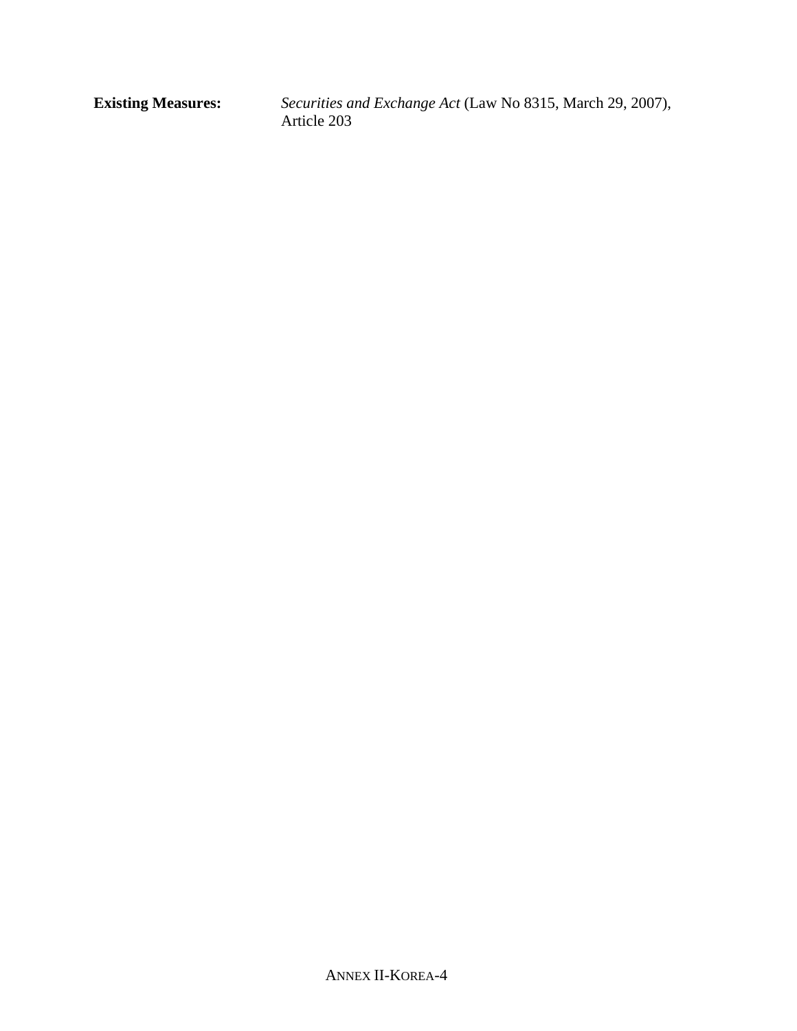**Existing Measures:** *Securities and Exchange Act* (Law No 8315, March 29, 2007), Article 203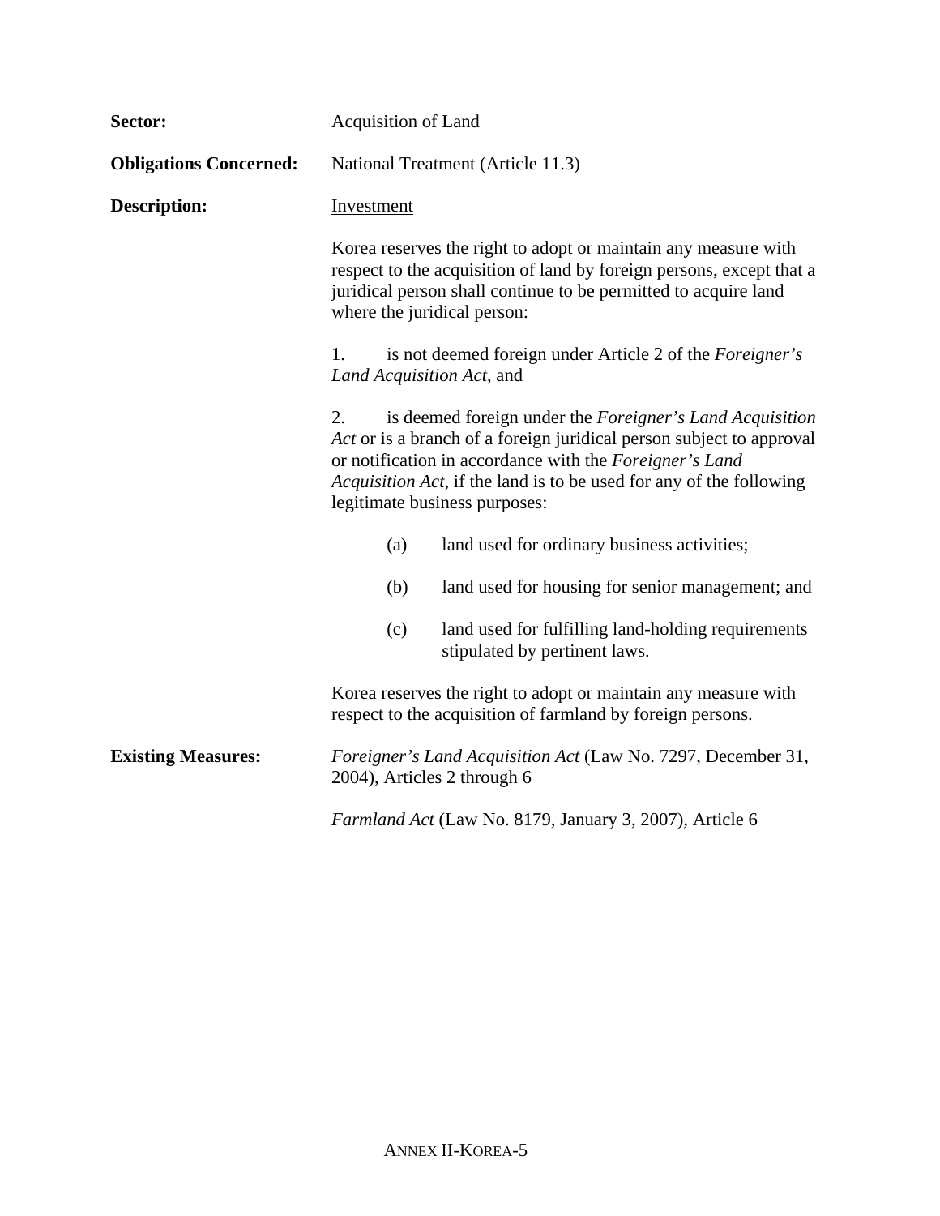**Sector:** Acquisition of Land

**Obligations Concerned:** National Treatment (Article 11.3)

**Description:** Investment

Korea reserves the right to adopt or maintain any measure with respect to the acquisition of land by foreign persons, except that a juridical person shall continue to be permitted to acquire land where the juridical person:

1. is not deemed foreign under Article 2 of the *Foreigner's Land Acquisition Act*, and

2. is deemed foreign under the *Foreigner's Land Acquisition Act* or is a branch of a foreign juridical person subject to approval or notification in accordance with the *Foreigner's Land Acquisition Act*, if the land is to be used for any of the following legitimate business purposes:

   (a) land used for ordinary business activities;

   (b) land used for housing for senior management; and

   (c) land used for fulfilling land-holding requirements stipulated by pertinent laws.

Korea reserves the right to adopt or maintain any measure with respect to the acquisition of farmland by foreign persons.

**Existing Measures:** *Foreigner's Land Acquisition Act* (Law No. 7297, December 31, 2004), Articles 2 through 6

*Farmland Act* (Law No. 8179, January 3, 2007), Article 6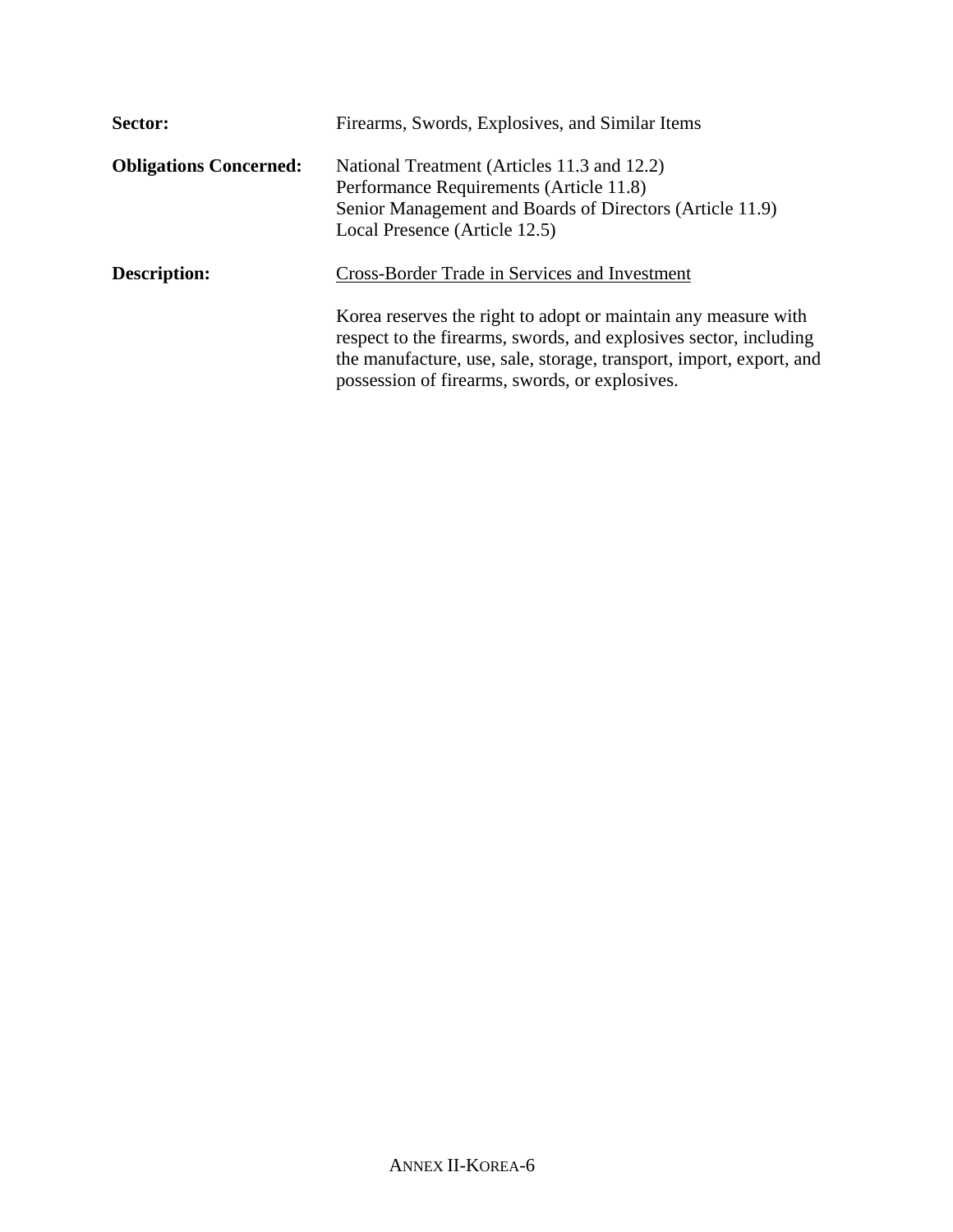**Sector:** Firearms, Swords, Explosives, and Similar Items

**Obligations Concerned:** National Treatment (Articles 11.3 and 12.2)
Performance Requirements (Article 11.8)
Senior Management and Boards of Directors (Article 11.9)
Local Presence (Article 12.5)

**Description:** <u>Cross-Border Trade in Services and Investment</u>

Korea reserves the right to adopt or maintain any measure with respect to the firearms, swords, and explosives sector, including the manufacture, use, sale, storage, transport, import, export, and possession of firearms, swords, or explosives.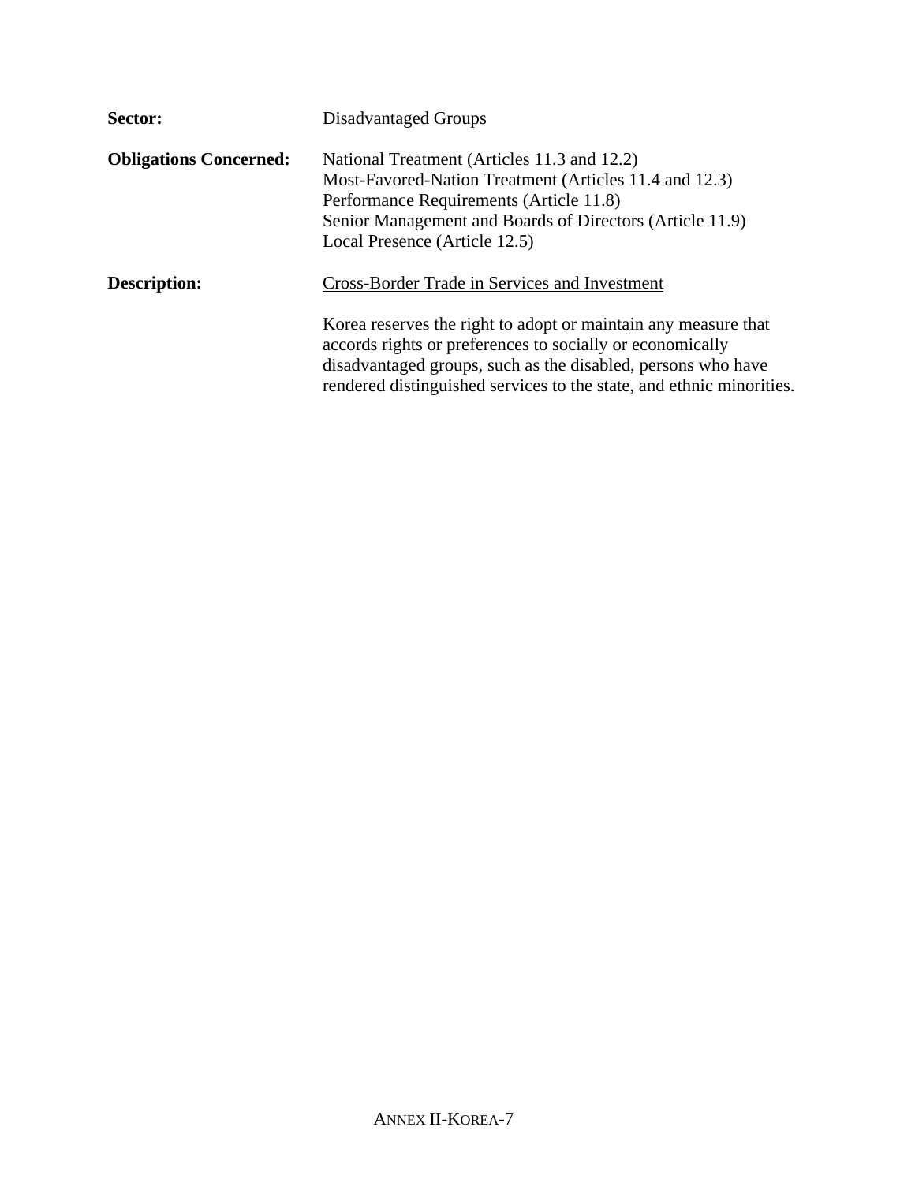**Sector:** Disadvantaged Groups

**Obligations Concerned:** National Treatment (Articles 11.3 and 12.2)
Most-Favored-Nation Treatment (Articles 11.4 and 12.3)
Performance Requirements (Article 11.8)
Senior Management and Boards of Directors (Article 11.9)
Local Presence (Article 12.5)

**Description:** <u>Cross-Border Trade in Services and Investment</u>

Korea reserves the right to adopt or maintain any measure that accords rights or preferences to socially or economically disadvantaged groups, such as the disabled, persons who have rendered distinguished services to the state, and ethnic minorities.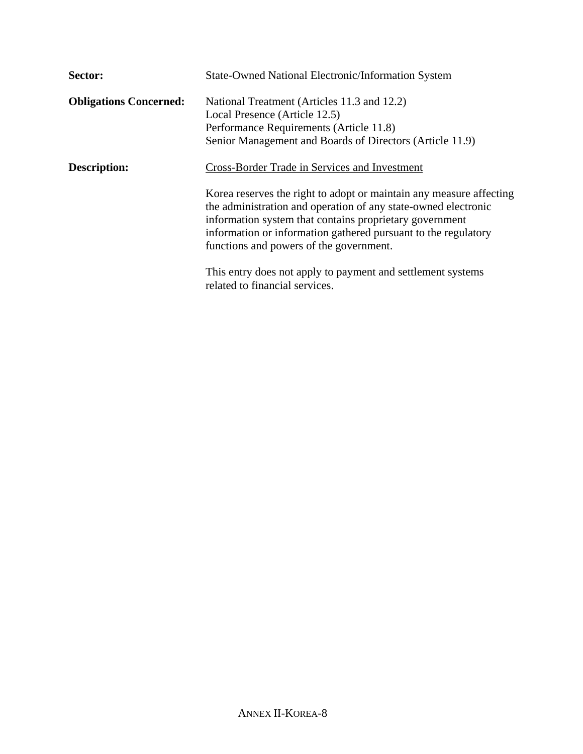**Sector:** State-Owned National Electronic/Information System

**Obligations Concerned:** National Treatment (Articles 11.3 and 12.2)
Local Presence (Article 12.5)
Performance Requirements (Article 11.8)
Senior Management and Boards of Directors (Article 11.9)

**Description:** Cross-Border Trade in Services and Investment

Korea reserves the right to adopt or maintain any measure affecting the administration and operation of any state-owned electronic information system that contains proprietary government information or information gathered pursuant to the regulatory functions and powers of the government.

This entry does not apply to payment and settlement systems related to financial services.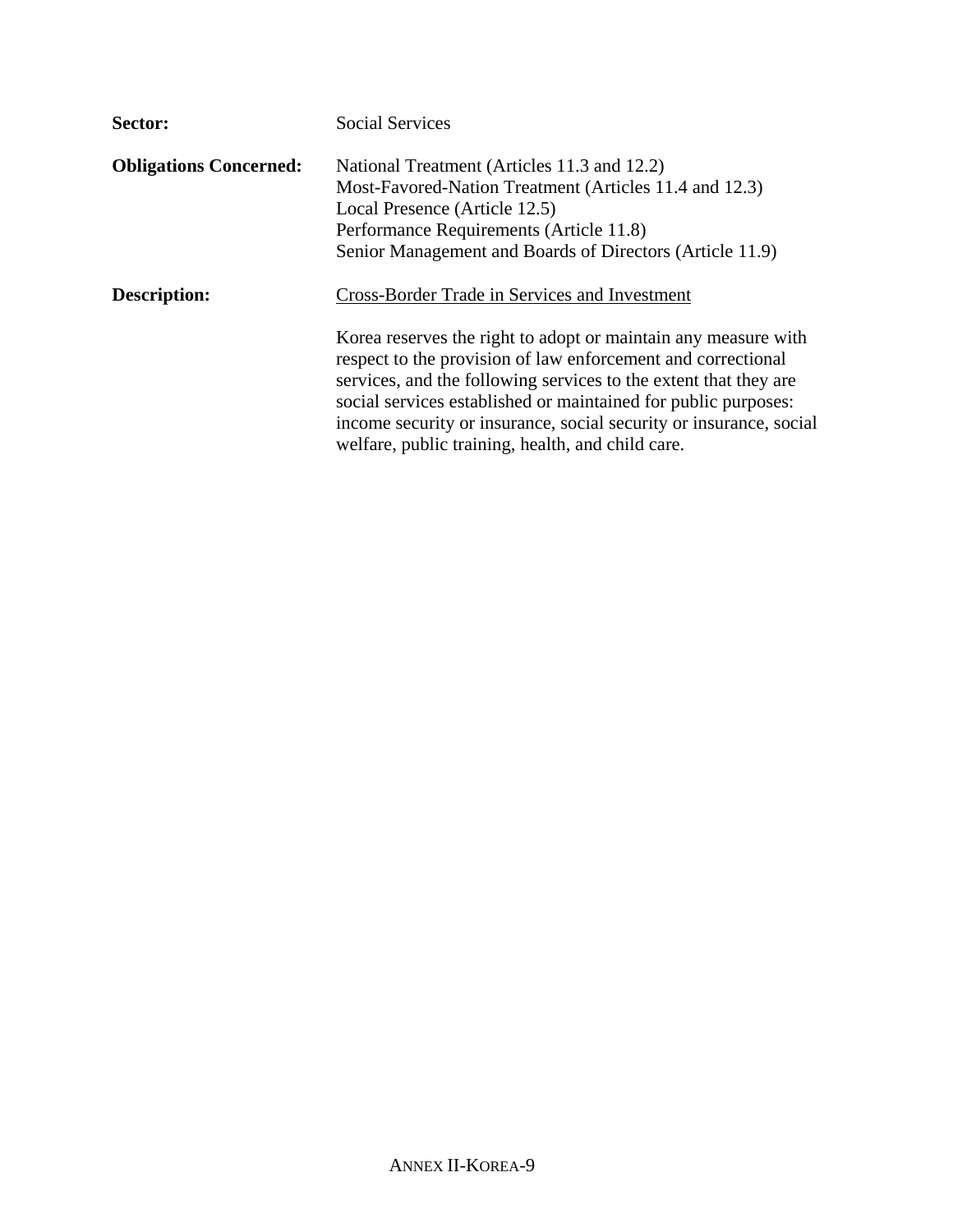**Sector:** Social Services

**Obligations Concerned:** National Treatment (Articles 11.3 and 12.2)
Most-Favored-Nation Treatment (Articles 11.4 and 12.3)
Local Presence (Article 12.5)
Performance Requirements (Article 11.8)
Senior Management and Boards of Directors (Article 11.9)

**Description:** <u>Cross-Border Trade in Services and Investment</u>

Korea reserves the right to adopt or maintain any measure with respect to the provision of law enforcement and correctional services, and the following services to the extent that they are social services established or maintained for public purposes: income security or insurance, social security or insurance, social welfare, public training, health, and child care.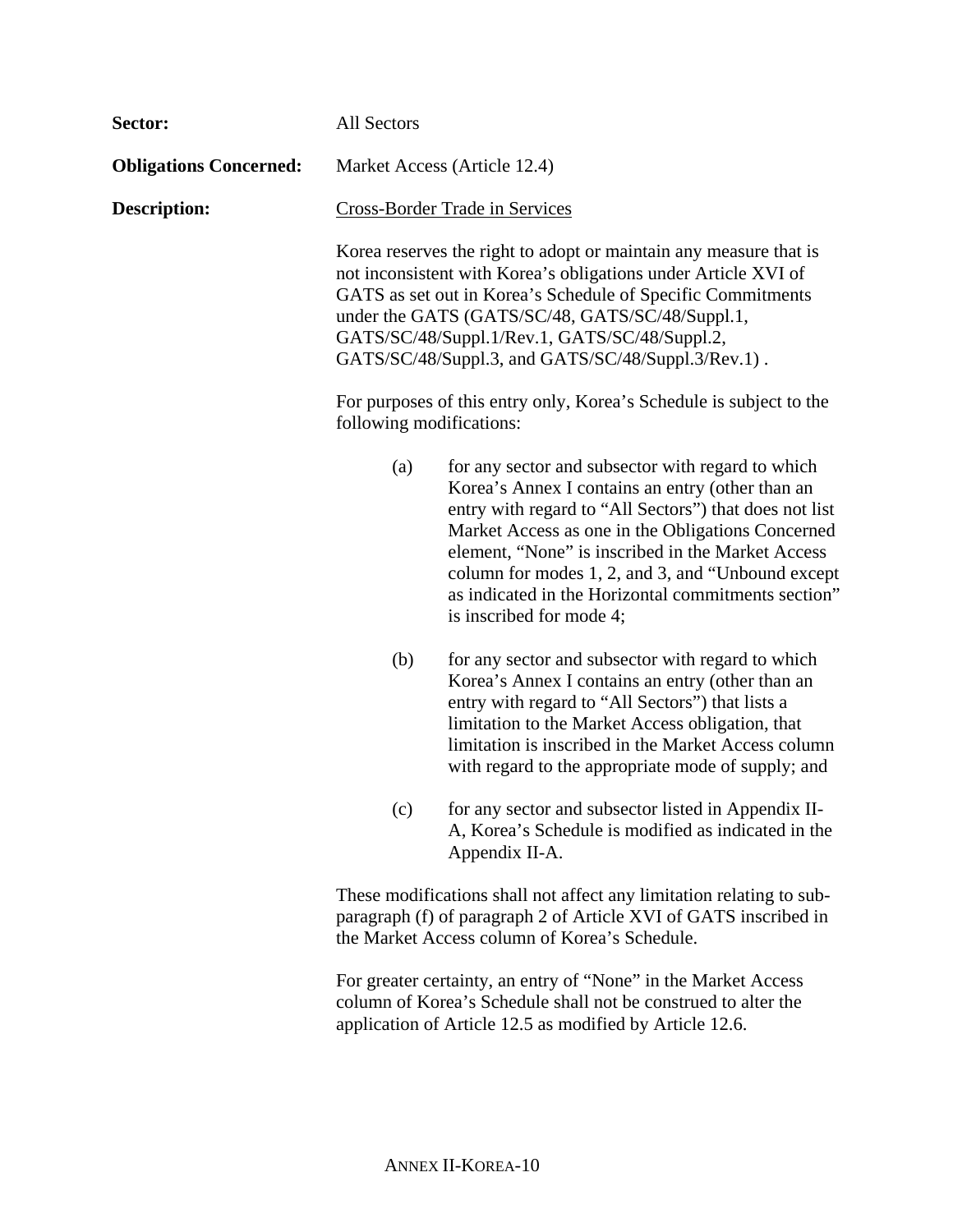**Sector:** All Sectors

**Obligations Concerned:** Market Access (Article 12.4)

**Description:** Cross-Border Trade in Services

Korea reserves the right to adopt or maintain any measure that is not inconsistent with Korea's obligations under Article XVI of GATS as set out in Korea's Schedule of Specific Commitments under the GATS (GATS/SC/48, GATS/SC/48/Suppl.1, GATS/SC/48/Suppl.1/Rev.1, GATS/SC/48/Suppl.2, GATS/SC/48/Suppl.3, and GATS/SC/48/Suppl.3/Rev.1) .

For purposes of this entry only, Korea's Schedule is subject to the following modifications:

(a) for any sector and subsector with regard to which Korea's Annex I contains an entry (other than an entry with regard to "All Sectors") that does not list Market Access as one in the Obligations Concerned element, "None" is inscribed in the Market Access column for modes 1, 2, and 3, and "Unbound except as indicated in the Horizontal commitments section" is inscribed for mode 4;

(b) for any sector and subsector with regard to which Korea's Annex I contains an entry (other than an entry with regard to "All Sectors") that lists a limitation to the Market Access obligation, that limitation is inscribed in the Market Access column with regard to the appropriate mode of supply; and

(c) for any sector and subsector listed in Appendix II-A, Korea's Schedule is modified as indicated in the Appendix II-A.

These modifications shall not affect any limitation relating to sub-paragraph (f) of paragraph 2 of Article XVI of GATS inscribed in the Market Access column of Korea's Schedule.

For greater certainty, an entry of "None" in the Market Access column of Korea's Schedule shall not be construed to alter the application of Article 12.5 as modified by Article 12.6.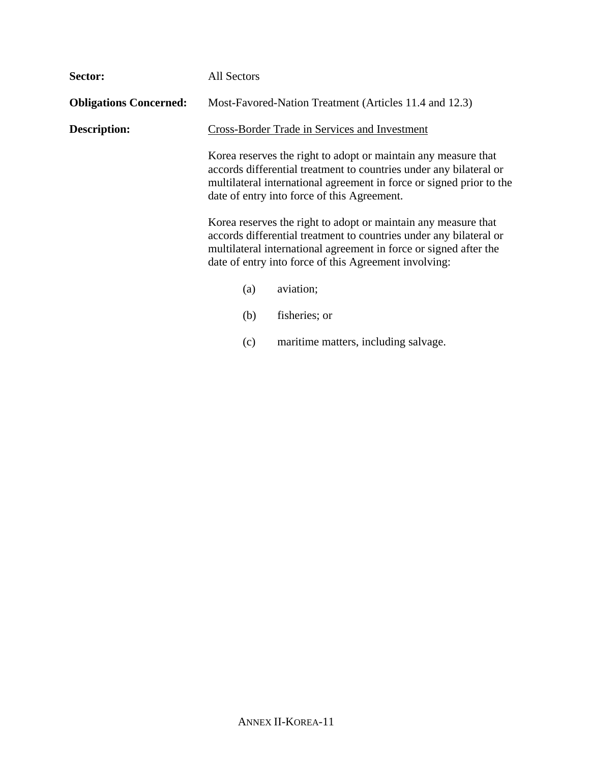**Sector:** All Sectors

**Obligations Concerned:** Most-Favored-Nation Treatment (Articles 11.4 and 12.3)

**Description:** Cross-Border Trade in Services and Investment

Korea reserves the right to adopt or maintain any measure that accords differential treatment to countries under any bilateral or multilateral international agreement in force or signed prior to the date of entry into force of this Agreement.

Korea reserves the right to adopt or maintain any measure that accords differential treatment to countries under any bilateral or multilateral international agreement in force or signed after the date of entry into force of this Agreement involving:

(a) aviation;

(b) fisheries; or

(c) maritime matters, including salvage.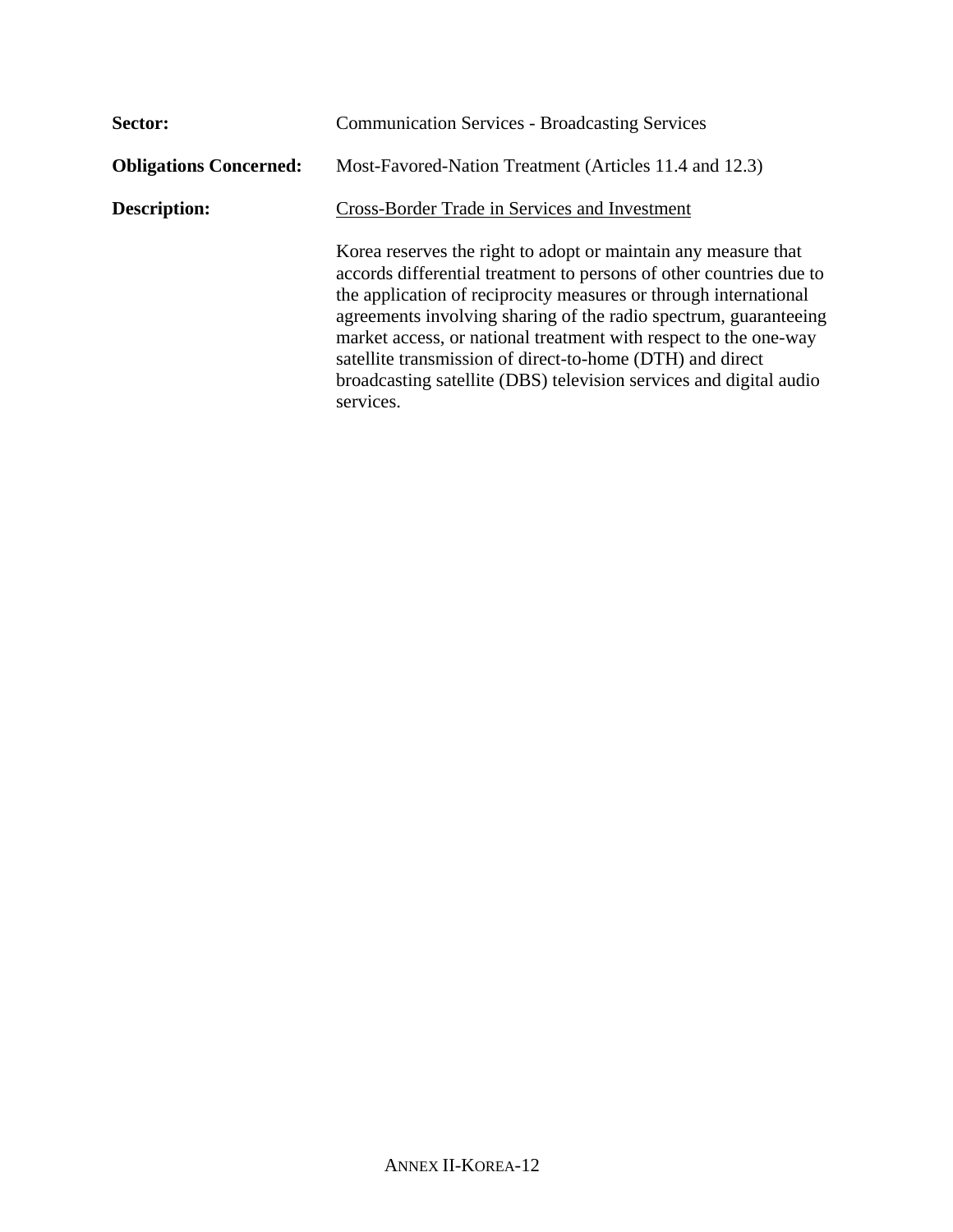**Sector:** Communication Services - Broadcasting Services

**Obligations Concerned:** Most-Favored-Nation Treatment (Articles 11.4 and 12.3)

**Description:** Cross-Border Trade in Services and Investment

Korea reserves the right to adopt or maintain any measure that accords differential treatment to persons of other countries due to the application of reciprocity measures or through international agreements involving sharing of the radio spectrum, guaranteeing market access, or national treatment with respect to the one-way satellite transmission of direct-to-home (DTH) and direct broadcasting satellite (DBS) television services and digital audio services.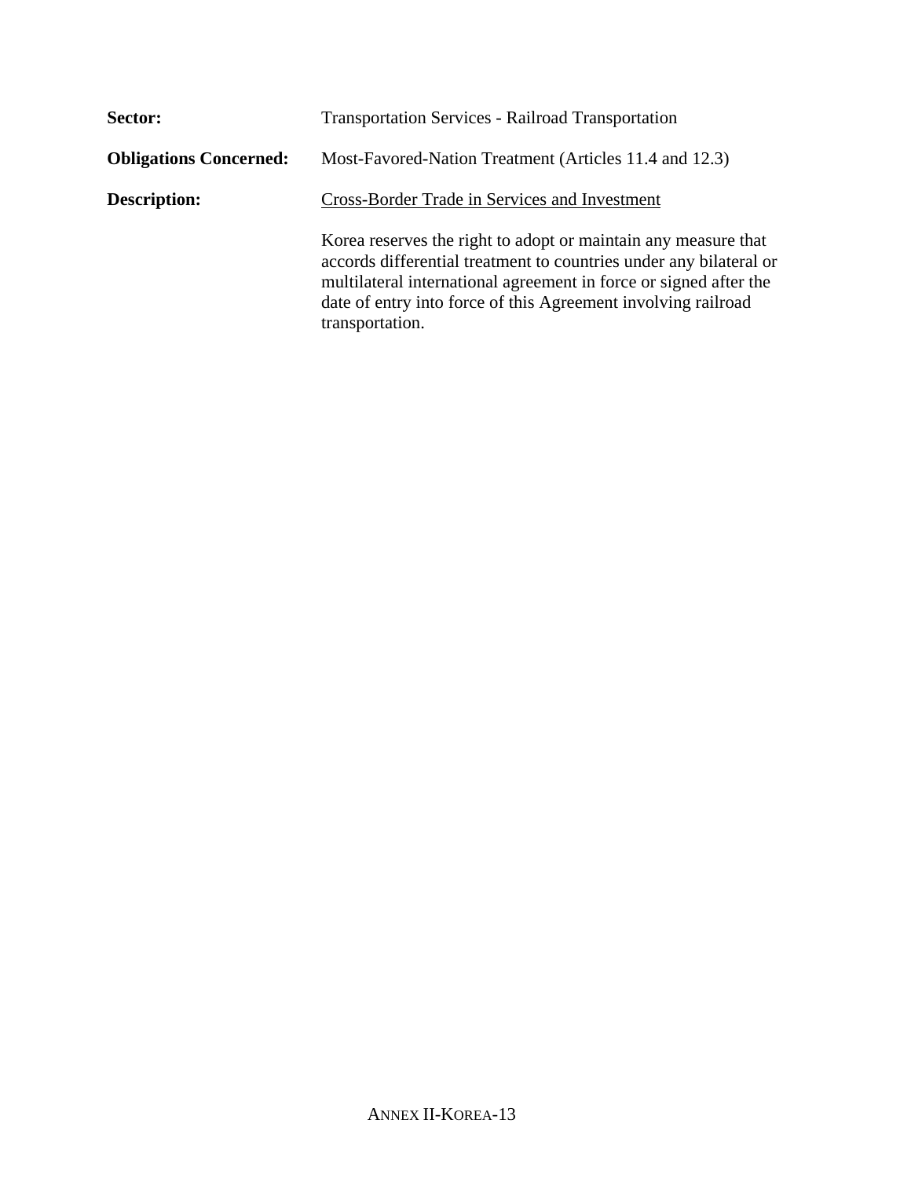**Sector:** Transportation Services - Railroad Transportation

**Obligations Concerned:** Most-Favored-Nation Treatment (Articles 11.4 and 12.3)

**Description:** Cross-Border Trade in Services and Investment

Korea reserves the right to adopt or maintain any measure that accords differential treatment to countries under any bilateral or multilateral international agreement in force or signed after the date of entry into force of this Agreement involving railroad transportation.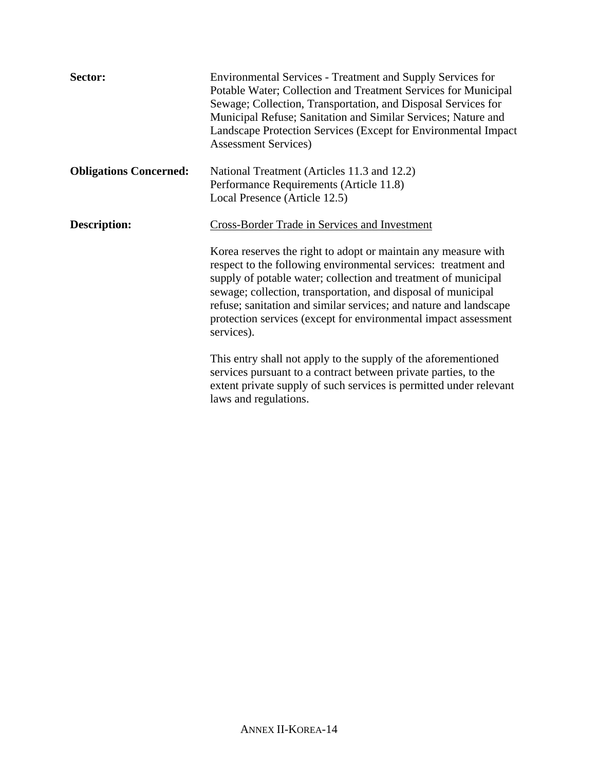**Sector:** Environmental Services - Treatment and Supply Services for Potable Water; Collection and Treatment Services for Municipal Sewage; Collection, Transportation, and Disposal Services for Municipal Refuse; Sanitation and Similar Services; Nature and Landscape Protection Services (Except for Environmental Impact Assessment Services)

**Obligations Concerned:** National Treatment (Articles 11.3 and 12.2)
Performance Requirements (Article 11.8)
Local Presence (Article 12.5)

**Description:** <u>Cross-Border Trade in Services and Investment</u>

Korea reserves the right to adopt or maintain any measure with respect to the following environmental services: treatment and supply of potable water; collection and treatment of municipal sewage; collection, transportation, and disposal of municipal refuse; sanitation and similar services; and nature and landscape protection services (except for environmental impact assessment services).

This entry shall not apply to the supply of the aforementioned services pursuant to a contract between private parties, to the extent private supply of such services is permitted under relevant laws and regulations.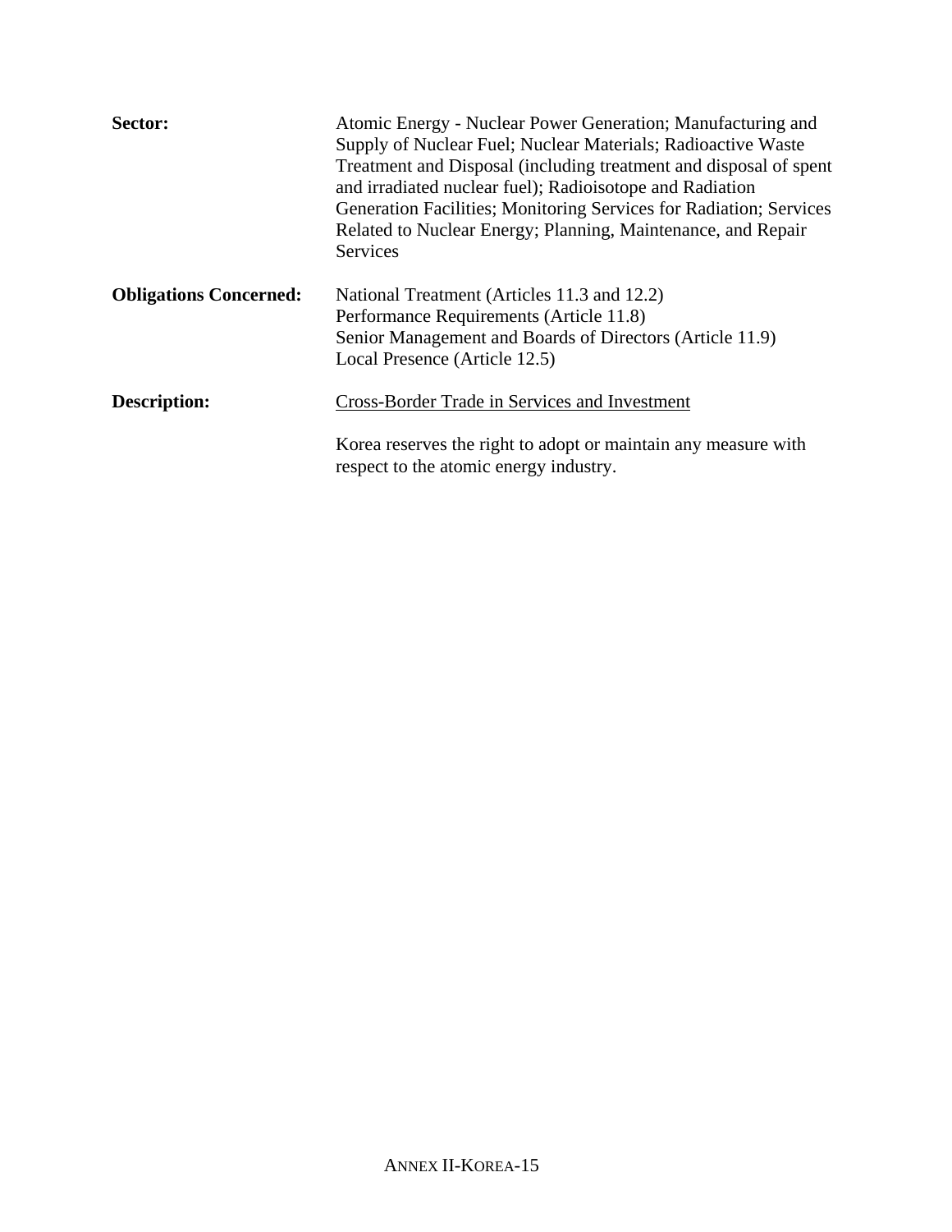**Sector:** Atomic Energy - Nuclear Power Generation; Manufacturing and Supply of Nuclear Fuel; Nuclear Materials; Radioactive Waste Treatment and Disposal (including treatment and disposal of spent and irradiated nuclear fuel); Radioisotope and Radiation Generation Facilities; Monitoring Services for Radiation; Services Related to Nuclear Energy; Planning, Maintenance, and Repair Services

**Obligations Concerned:** National Treatment (Articles 11.3 and 12.2)
Performance Requirements (Article 11.8)
Senior Management and Boards of Directors (Article 11.9)
Local Presence (Article 12.5)

**Description:** <u>Cross-Border Trade in Services and Investment</u>

Korea reserves the right to adopt or maintain any measure with respect to the atomic energy industry.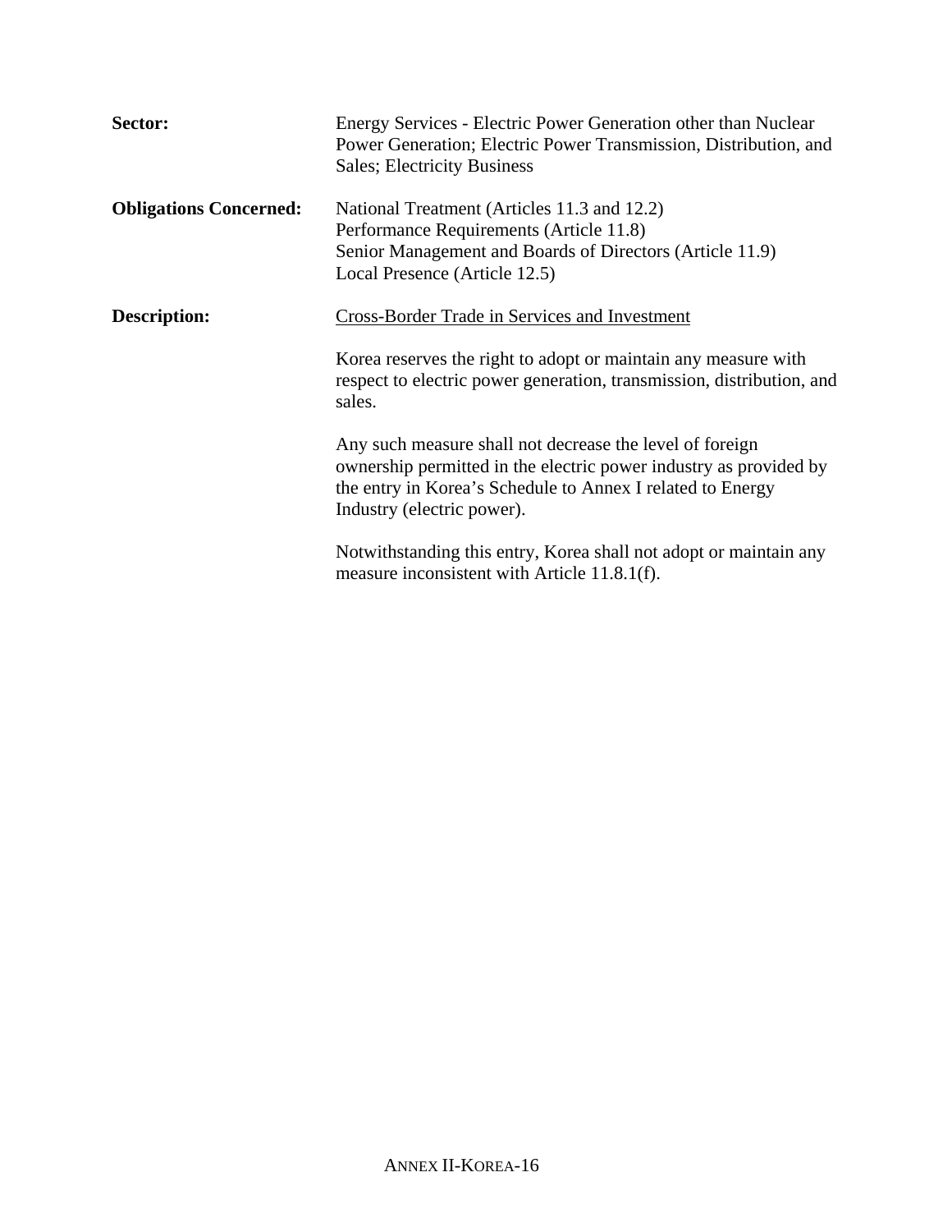**Sector:** Energy Services - Electric Power Generation other than Nuclear Power Generation; Electric Power Transmission, Distribution, and Sales; Electricity Business

**Obligations Concerned:** National Treatment (Articles 11.3 and 12.2)
Performance Requirements (Article 11.8)
Senior Management and Boards of Directors (Article 11.9)
Local Presence (Article 12.5)

**Description:** <u>Cross-Border Trade in Services and Investment</u>

Korea reserves the right to adopt or maintain any measure with respect to electric power generation, transmission, distribution, and sales.

Any such measure shall not decrease the level of foreign ownership permitted in the electric power industry as provided by the entry in Korea's Schedule to Annex I related to Energy Industry (electric power).

Notwithstanding this entry, Korea shall not adopt or maintain any measure inconsistent with Article 11.8.1(f).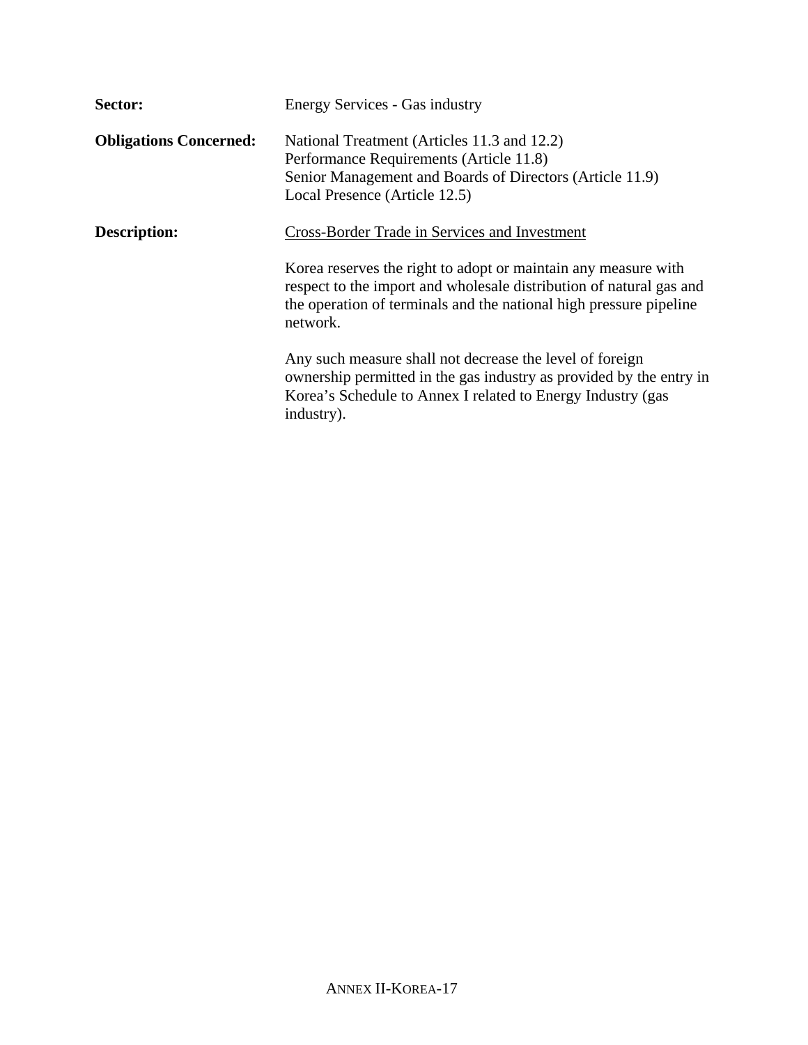**Sector:** Energy Services - Gas industry

**Obligations Concerned:** National Treatment (Articles 11.3 and 12.2)
Performance Requirements (Article 11.8)
Senior Management and Boards of Directors (Article 11.9)
Local Presence (Article 12.5)

**Description:** Cross-Border Trade in Services and Investment

Korea reserves the right to adopt or maintain any measure with respect to the import and wholesale distribution of natural gas and the operation of terminals and the national high pressure pipeline network.

Any such measure shall not decrease the level of foreign ownership permitted in the gas industry as provided by the entry in Korea's Schedule to Annex I related to Energy Industry (gas industry).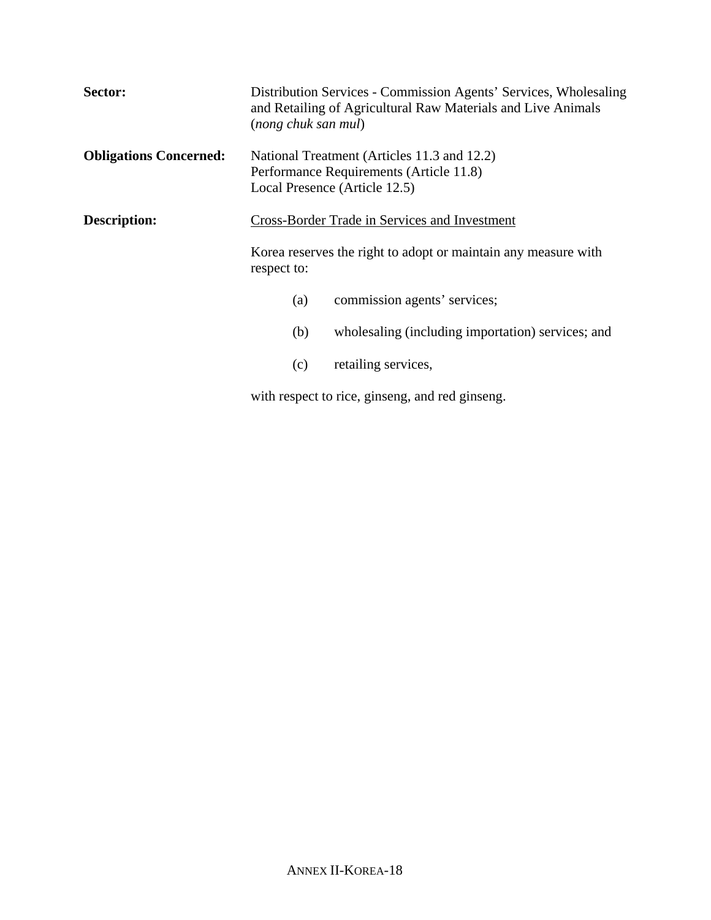**Sector:** Distribution Services - Commission Agents' Services, Wholesaling and Retailing of Agricultural Raw Materials and Live Animals (*nong chuk san mul*)

**Obligations Concerned:** National Treatment (Articles 11.3 and 12.2)
Performance Requirements (Article 11.8)
Local Presence (Article 12.5)

**Description:** Cross-Border Trade in Services and Investment

Korea reserves the right to adopt or maintain any measure with respect to:

(a) commission agents' services;

(b) wholesaling (including importation) services; and

(c) retailing services,

with respect to rice, ginseng, and red ginseng.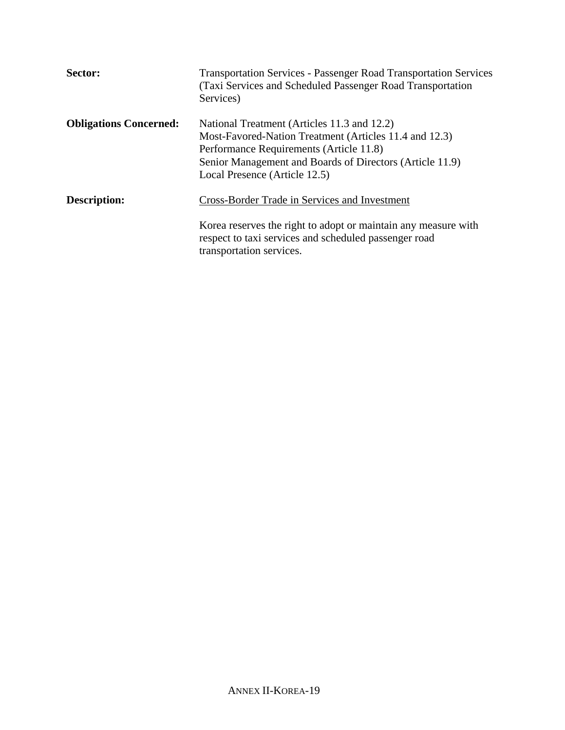**Sector:** Transportation Services - Passenger Road Transportation Services (Taxi Services and Scheduled Passenger Road Transportation Services)

**Obligations Concerned:** National Treatment (Articles 11.3 and 12.2)
Most-Favored-Nation Treatment (Articles 11.4 and 12.3)
Performance Requirements (Article 11.8)
Senior Management and Boards of Directors (Article 11.9)
Local Presence (Article 12.5)

**Description:** Cross-Border Trade in Services and Investment

Korea reserves the right to adopt or maintain any measure with respect to taxi services and scheduled passenger road transportation services.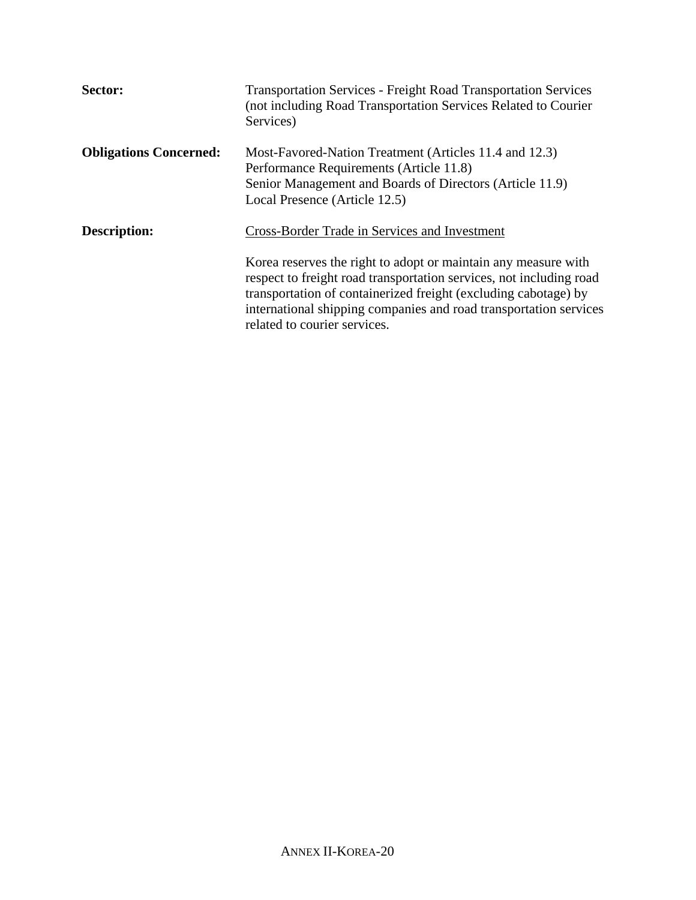**Sector:** Transportation Services - Freight Road Transportation Services (not including Road Transportation Services Related to Courier Services)

**Obligations Concerned:** Most-Favored-Nation Treatment (Articles 11.4 and 12.3)
Performance Requirements (Article 11.8)
Senior Management and Boards of Directors (Article 11.9)
Local Presence (Article 12.5)

**Description:** <u>Cross-Border Trade in Services and Investment</u>

Korea reserves the right to adopt or maintain any measure with respect to freight road transportation services, not including road transportation of containerized freight (excluding cabotage) by international shipping companies and road transportation services related to courier services.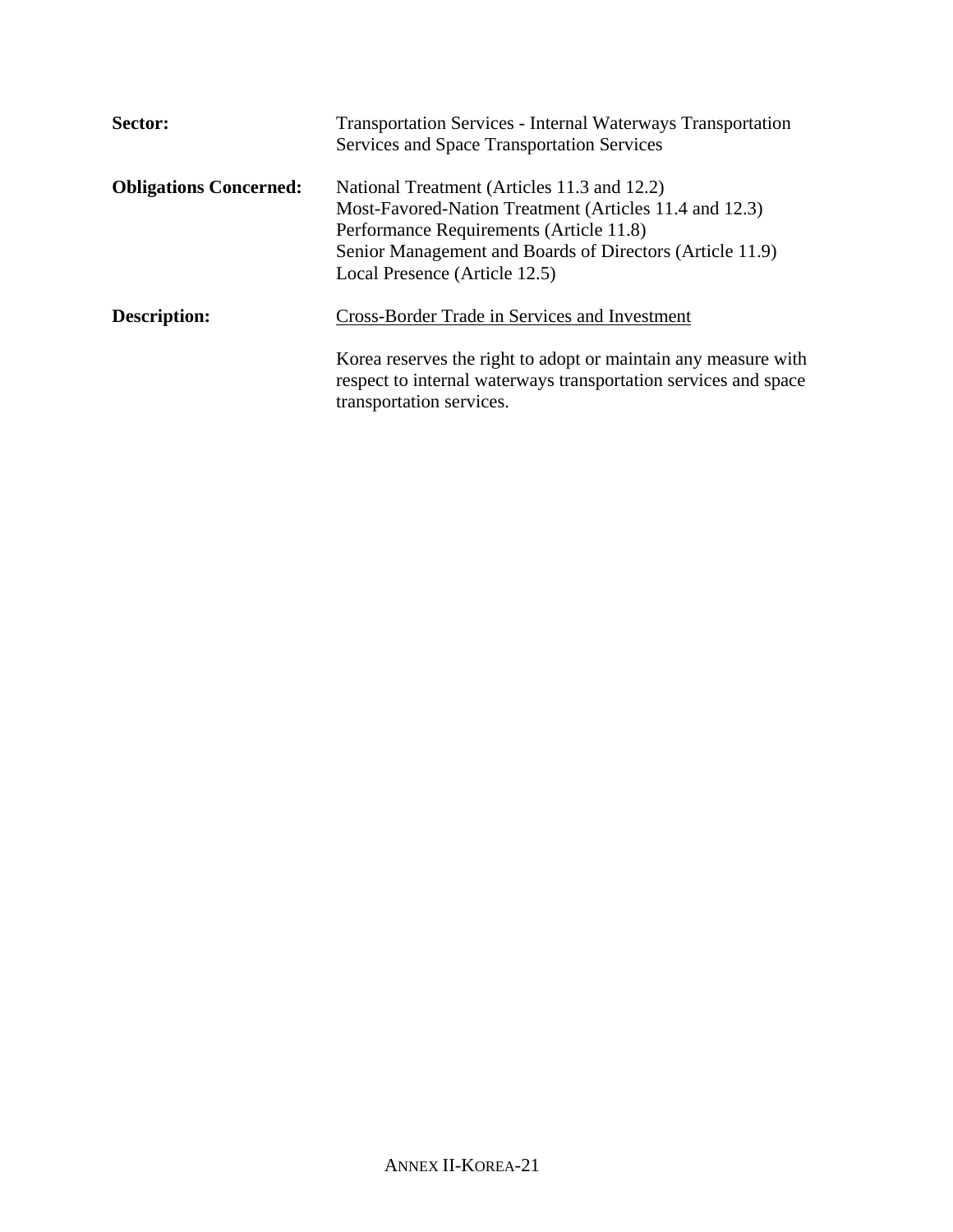**Sector:** Transportation Services - Internal Waterways Transportation Services and Space Transportation Services

**Obligations Concerned:** National Treatment (Articles 11.3 and 12.2)
Most-Favored-Nation Treatment (Articles 11.4 and 12.3)
Performance Requirements (Article 11.8)
Senior Management and Boards of Directors (Article 11.9)
Local Presence (Article 12.5)

**Description:** <u>Cross-Border Trade in Services and Investment</u>

Korea reserves the right to adopt or maintain any measure with respect to internal waterways transportation services and space transportation services.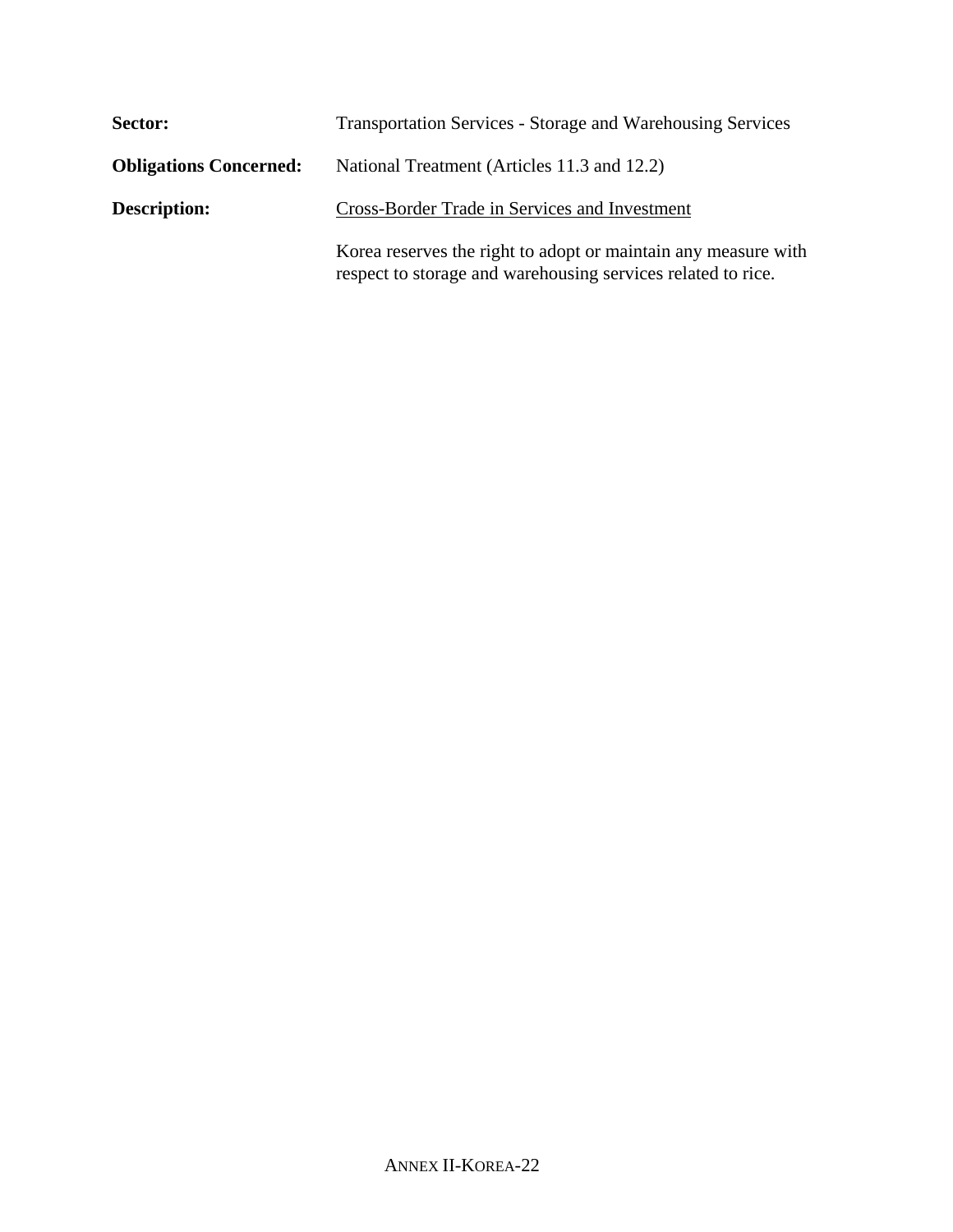**Sector:** Transportation Services - Storage and Warehousing Services

**Obligations Concerned:** National Treatment (Articles 11.3 and 12.2)

**Description:** Cross-Border Trade in Services and Investment

Korea reserves the right to adopt or maintain any measure with respect to storage and warehousing services related to rice.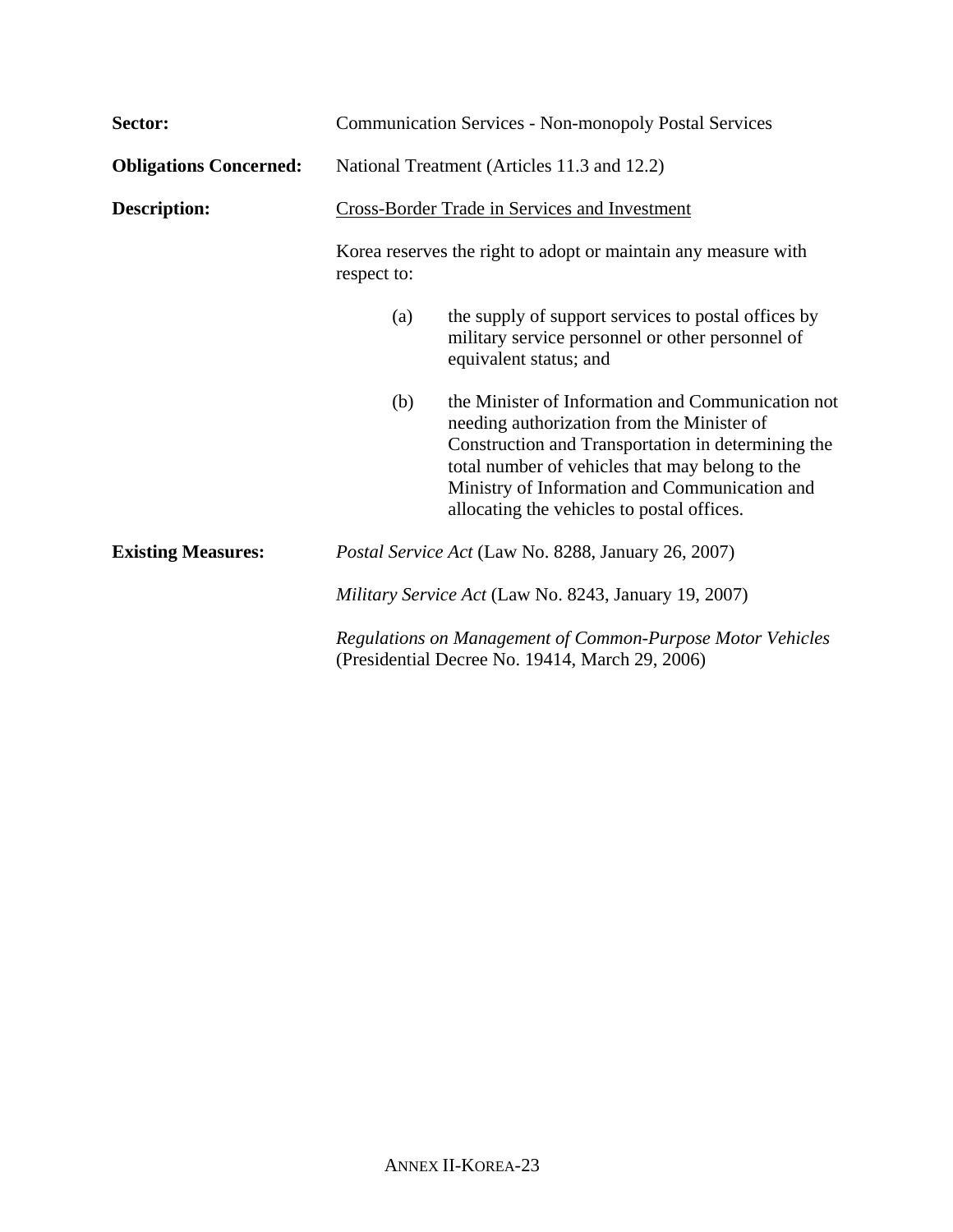**Sector:** Communication Services - Non-monopoly Postal Services

**Obligations Concerned:** National Treatment (Articles 11.3 and 12.2)

**Description:** Cross-Border Trade in Services and Investment

Korea reserves the right to adopt or maintain any measure with respect to:

(a) the supply of support services to postal offices by military service personnel or other personnel of equivalent status; and

(b) the Minister of Information and Communication not needing authorization from the Minister of Construction and Transportation in determining the total number of vehicles that may belong to the Ministry of Information and Communication and allocating the vehicles to postal offices.

**Existing Measures:** *Postal Service Act* (Law No. 8288, January 26, 2007)

*Military Service Act* (Law No. 8243, January 19, 2007)

*Regulations on Management of Common-Purpose Motor Vehicles* (Presidential Decree No. 19414, March 29, 2006)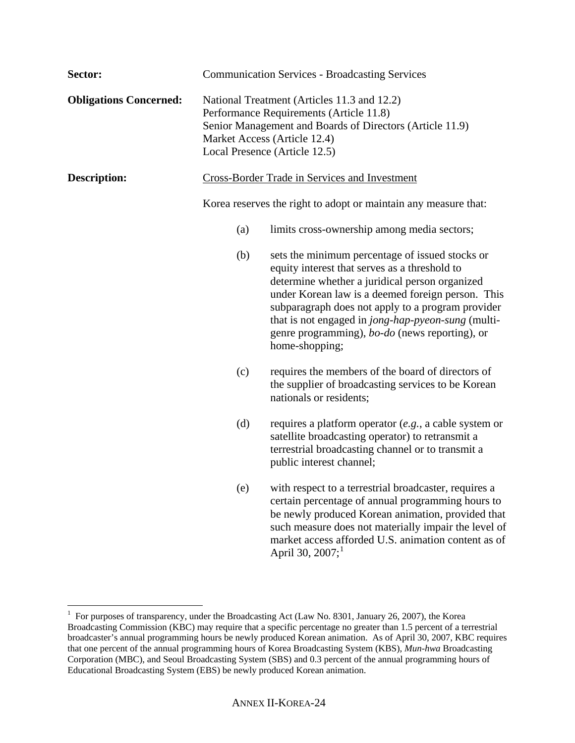**Sector:** Communication Services - Broadcasting Services

**Obligations Concerned:** National Treatment (Articles 11.3 and 12.2)
Performance Requirements (Article 11.8)
Senior Management and Boards of Directors (Article 11.9)
Market Access (Article 12.4)
Local Presence (Article 12.5)

**Description:** Cross-Border Trade in Services and Investment

Korea reserves the right to adopt or maintain any measure that:

(a) limits cross-ownership among media sectors;

(b) sets the minimum percentage of issued stocks or equity interest that serves as a threshold to determine whether a juridical person organized under Korean law is a deemed foreign person. This subparagraph does not apply to a program provider that is not engaged in *jong-hap-pyeon-sung* (multi-genre programming), *bo-do* (news reporting), or home-shopping;

(c) requires the members of the board of directors of the supplier of broadcasting services to be Korean nationals or residents;

(d) requires a platform operator (*e.g.*, a cable system or satellite broadcasting operator) to retransmit a terrestrial broadcasting channel or to transmit a public interest channel;

(e) with respect to a terrestrial broadcaster, requires a certain percentage of annual programming hours to be newly produced Korean animation, provided that such measure does not materially impair the level of market access afforded U.S. animation content as of April 30, 2007;[1]

---

[1] For purposes of transparency, under the Broadcasting Act (Law No. 8301, January 26, 2007), the Korea Broadcasting Commission (KBC) may require that a specific percentage no greater than 1.5 percent of a terrestrial broadcaster's annual programming hours be newly produced Korean animation. As of April 30, 2007, KBC requires that one percent of the annual programming hours of Korea Broadcasting System (KBS), *Mun-hwa* Broadcasting Corporation (MBC), and Seoul Broadcasting System (SBS) and 0.3 percent of the annual programming hours of Educational Broadcasting System (EBS) be newly produced Korean animation.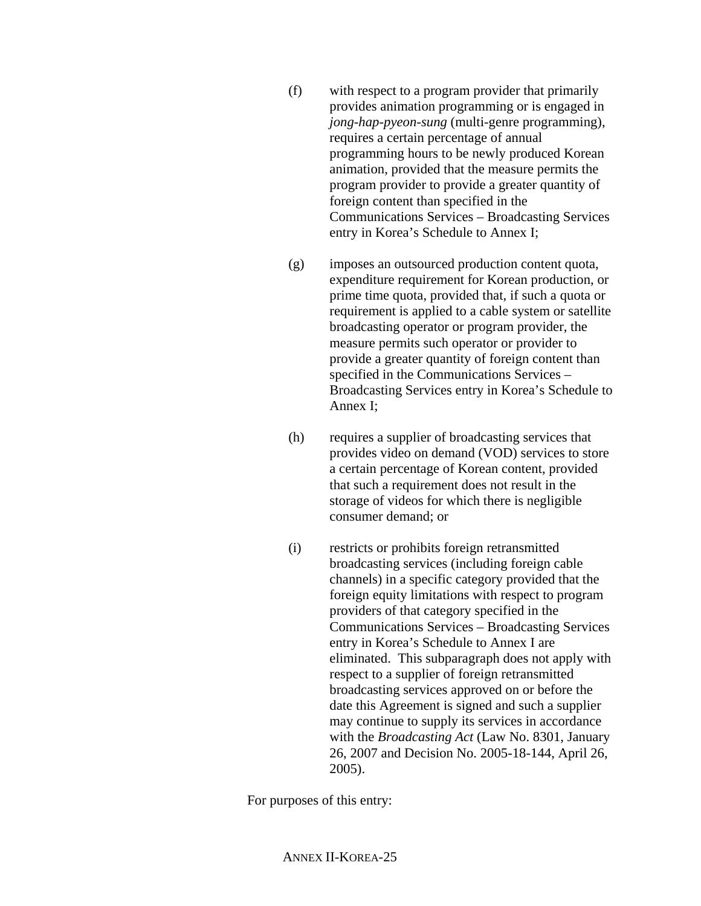(f) with respect to a program provider that primarily provides animation programming or is engaged in *jong-hap-pyeon-sung* (multi-genre programming), requires a certain percentage of annual programming hours to be newly produced Korean animation, provided that the measure permits the program provider to provide a greater quantity of foreign content than specified in the Communications Services – Broadcasting Services entry in Korea's Schedule to Annex I;

(g) imposes an outsourced production content quota, expenditure requirement for Korean production, or prime time quota, provided that, if such a quota or requirement is applied to a cable system or satellite broadcasting operator or program provider, the measure permits such operator or provider to provide a greater quantity of foreign content than specified in the Communications Services – Broadcasting Services entry in Korea's Schedule to Annex I;

(h) requires a supplier of broadcasting services that provides video on demand (VOD) services to store a certain percentage of Korean content, provided that such a requirement does not result in the storage of videos for which there is negligible consumer demand; or

(i) restricts or prohibits foreign retransmitted broadcasting services (including foreign cable channels) in a specific category provided that the foreign equity limitations with respect to program providers of that category specified in the Communications Services – Broadcasting Services entry in Korea's Schedule to Annex I are eliminated. This subparagraph does not apply with respect to a supplier of foreign retransmitted broadcasting services approved on or before the date this Agreement is signed and such a supplier may continue to supply its services in accordance with the *Broadcasting Act* (Law No. 8301, January 26, 2007 and Decision No. 2005-18-144, April 26, 2005).

For purposes of this entry: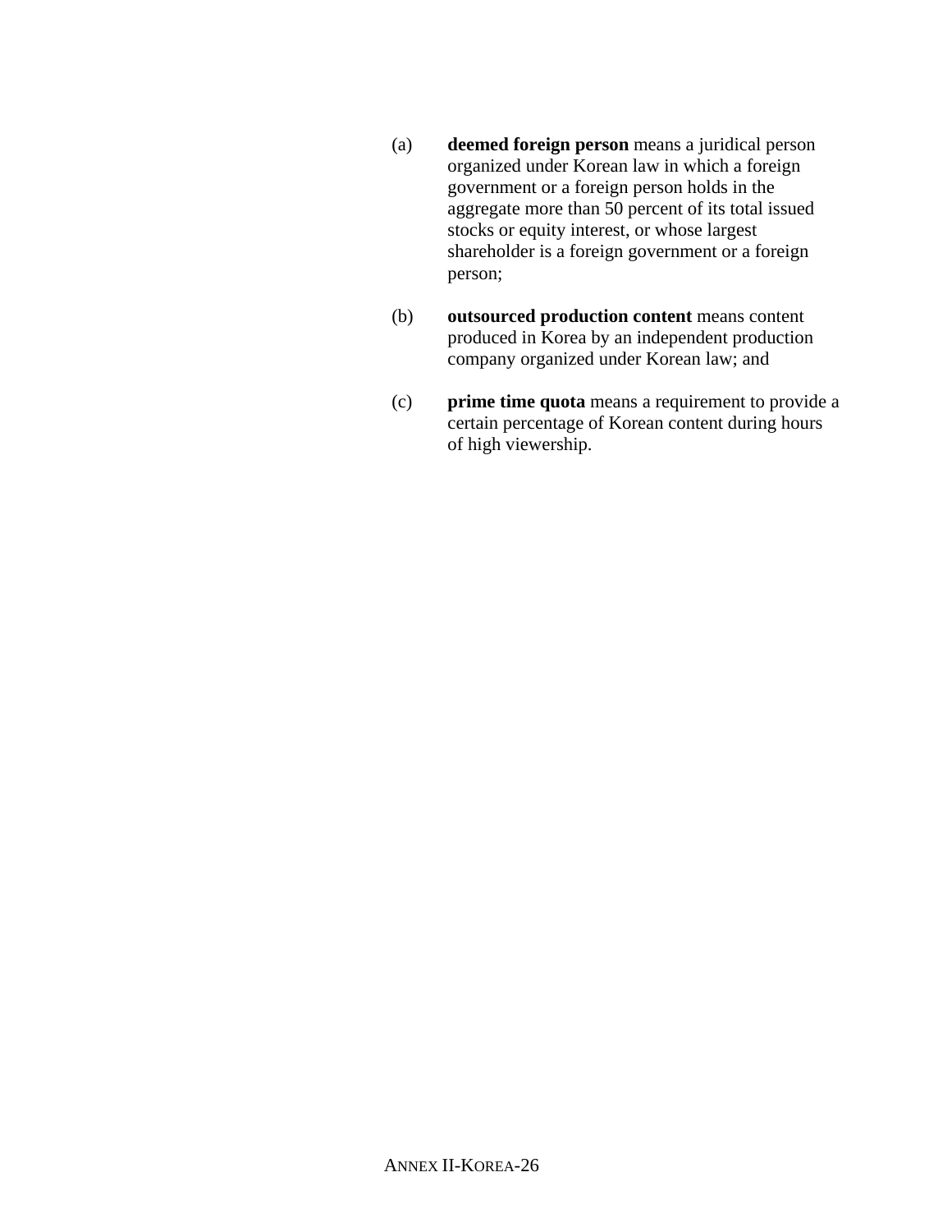(a) **deemed foreign person** means a juridical person organized under Korean law in which a foreign government or a foreign person holds in the aggregate more than 50 percent of its total issued stocks or equity interest, or whose largest shareholder is a foreign government or a foreign person;

(b) **outsourced production content** means content produced in Korea by an independent production company organized under Korean law; and

(c) **prime time quota** means a requirement to provide a certain percentage of Korean content during hours of high viewership.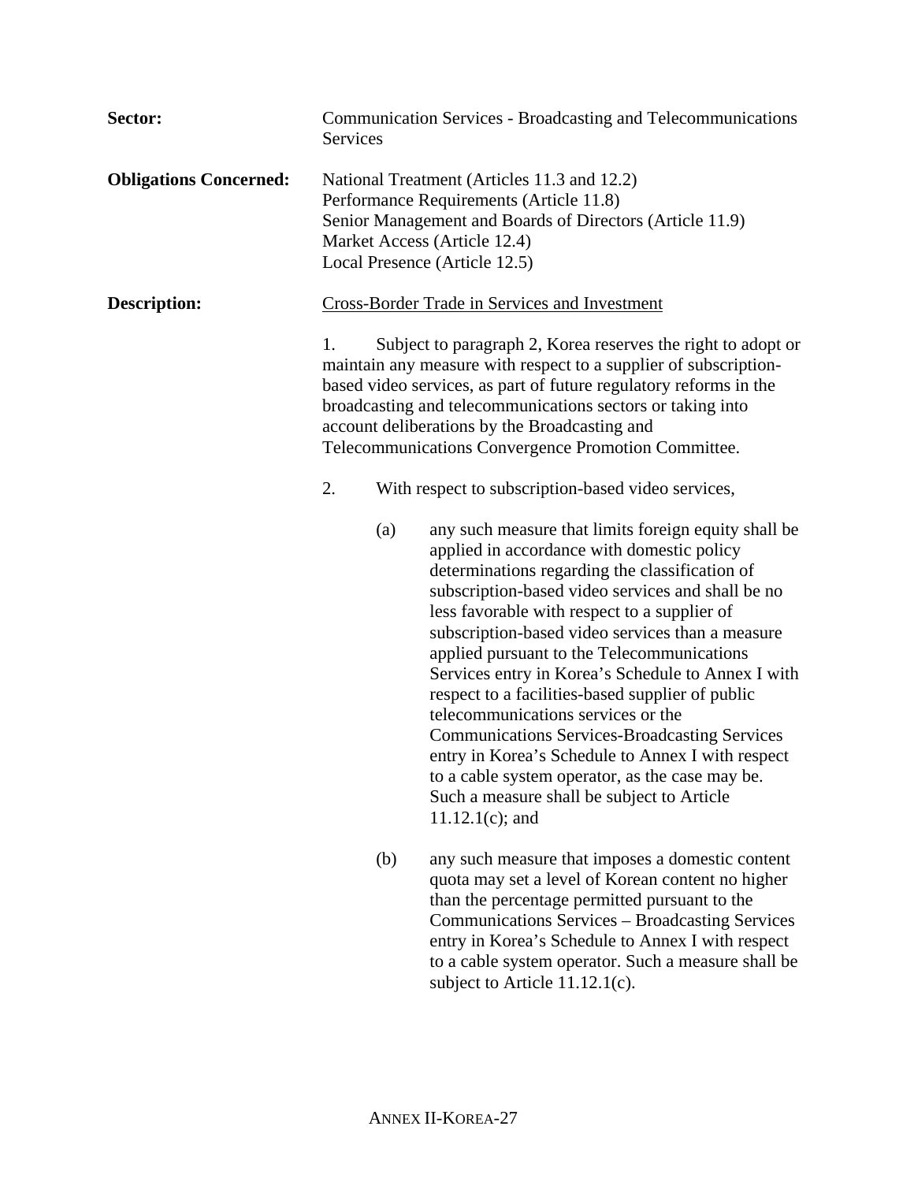**Sector:** Communication Services - Broadcasting and Telecommunications Services

**Obligations Concerned:** National Treatment (Articles 11.3 and 12.2)
Performance Requirements (Article 11.8)
Senior Management and Boards of Directors (Article 11.9)
Market Access (Article 12.4)
Local Presence (Article 12.5)

**Description:** <u>Cross-Border Trade in Services and Investment</u>

1. Subject to paragraph 2, Korea reserves the right to adopt or maintain any measure with respect to a supplier of subscription-based video services, as part of future regulatory reforms in the broadcasting and telecommunications sectors or taking into account deliberations by the Broadcasting and Telecommunications Convergence Promotion Committee.

2. With respect to subscription-based video services,

   (a) any such measure that limits foreign equity shall be applied in accordance with domestic policy determinations regarding the classification of subscription-based video services and shall be no less favorable with respect to a supplier of subscription-based video services than a measure applied pursuant to the Telecommunications Services entry in Korea's Schedule to Annex I with respect to a facilities-based supplier of public telecommunications services or the Communications Services-Broadcasting Services entry in Korea's Schedule to Annex I with respect to a cable system operator, as the case may be. Such a measure shall be subject to Article 11.12.1(c); and

   (b) any such measure that imposes a domestic content quota may set a level of Korean content no higher than the percentage permitted pursuant to the Communications Services – Broadcasting Services entry in Korea's Schedule to Annex I with respect to a cable system operator. Such a measure shall be subject to Article 11.12.1(c).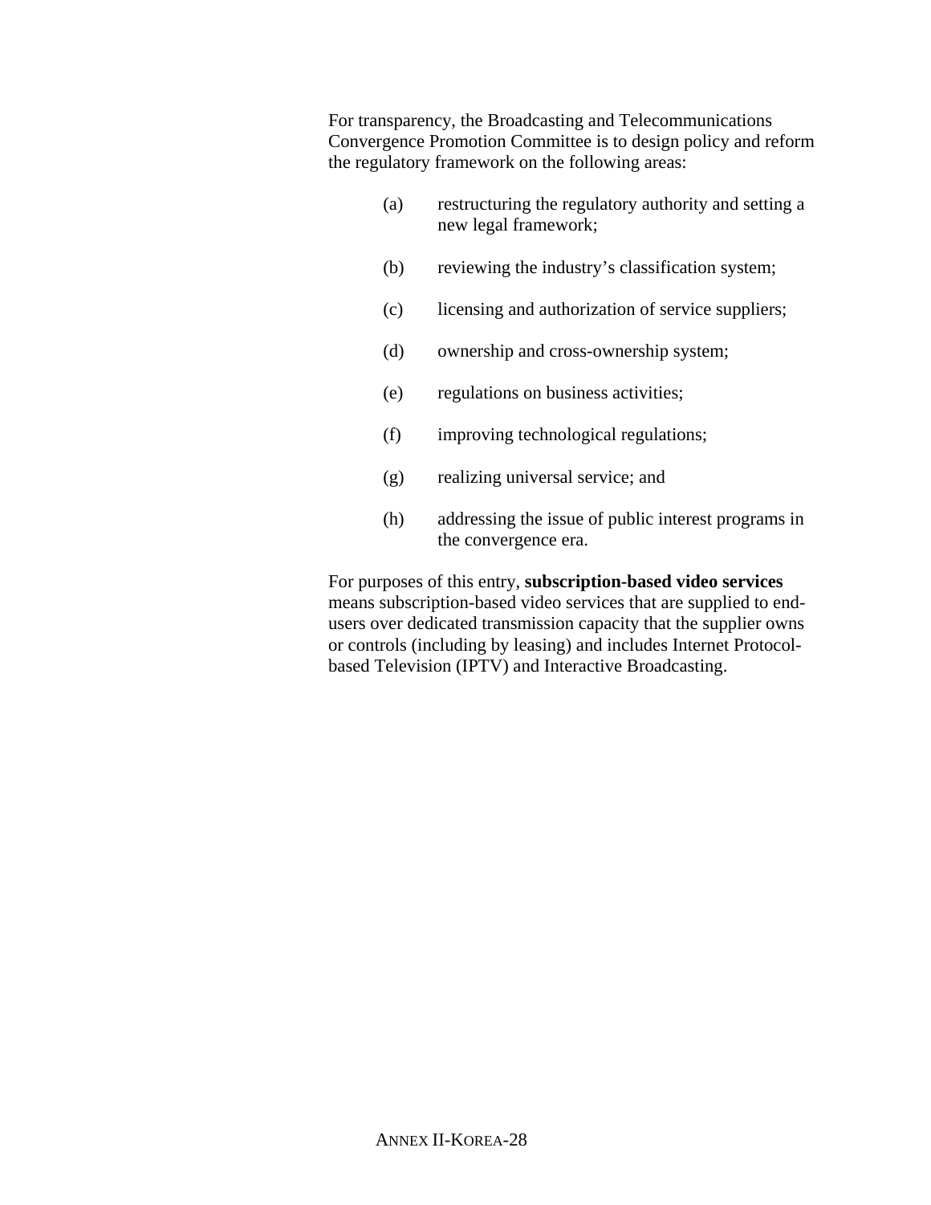For transparency, the Broadcasting and Telecommunications Convergence Promotion Committee is to design policy and reform the regulatory framework on the following areas:

(a) restructuring the regulatory authority and setting a new legal framework;

(b) reviewing the industry's classification system;

(c) licensing and authorization of service suppliers;

(d) ownership and cross-ownership system;

(e) regulations on business activities;

(f) improving technological regulations;

(g) realizing universal service; and

(h) addressing the issue of public interest programs in the convergence era.

For purposes of this entry, **subscription-based video services** means subscription-based video services that are supplied to end-users over dedicated transmission capacity that the supplier owns or controls (including by leasing) and includes Internet Protocol-based Television (IPTV) and Interactive Broadcasting.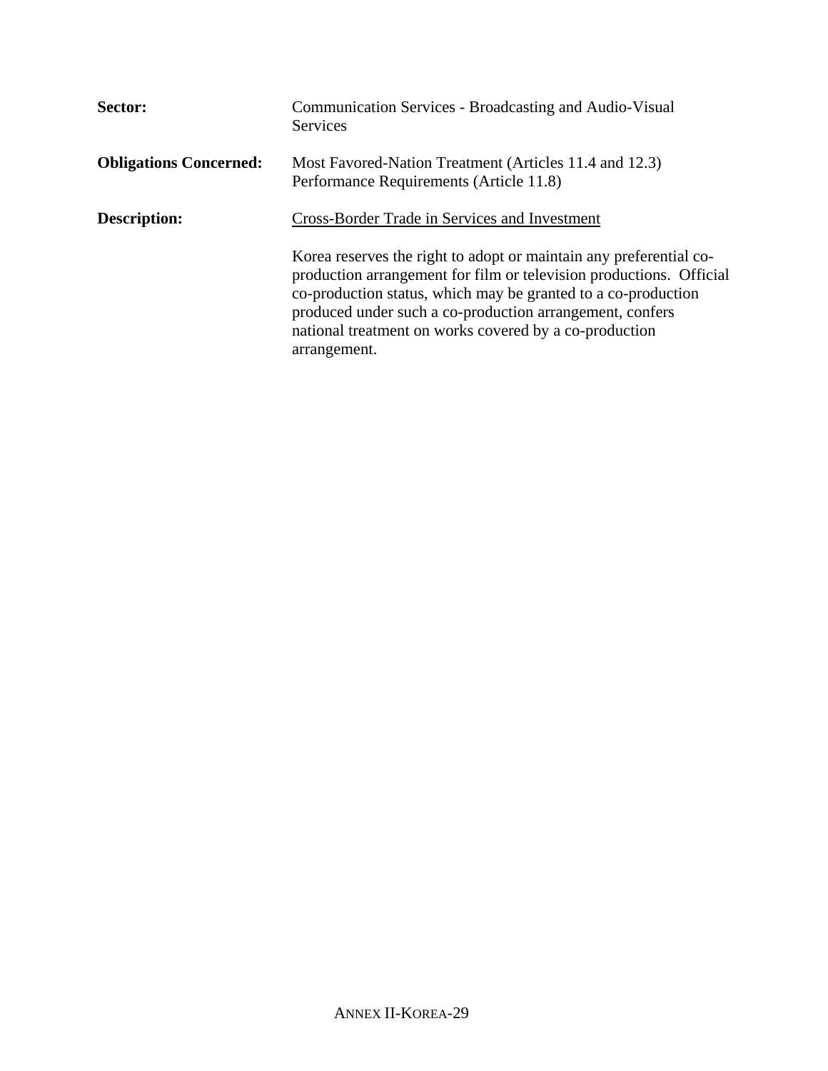**Sector:** Communication Services - Broadcasting and Audio-Visual Services

**Obligations Concerned:** Most Favored-Nation Treatment (Articles 11.4 and 12.3)
Performance Requirements (Article 11.8)

**Description:** Cross-Border Trade in Services and Investment

Korea reserves the right to adopt or maintain any preferential co-production arrangement for film or television productions. Official co-production status, which may be granted to a co-production produced under such a co-production arrangement, confers national treatment on works covered by a co-production arrangement.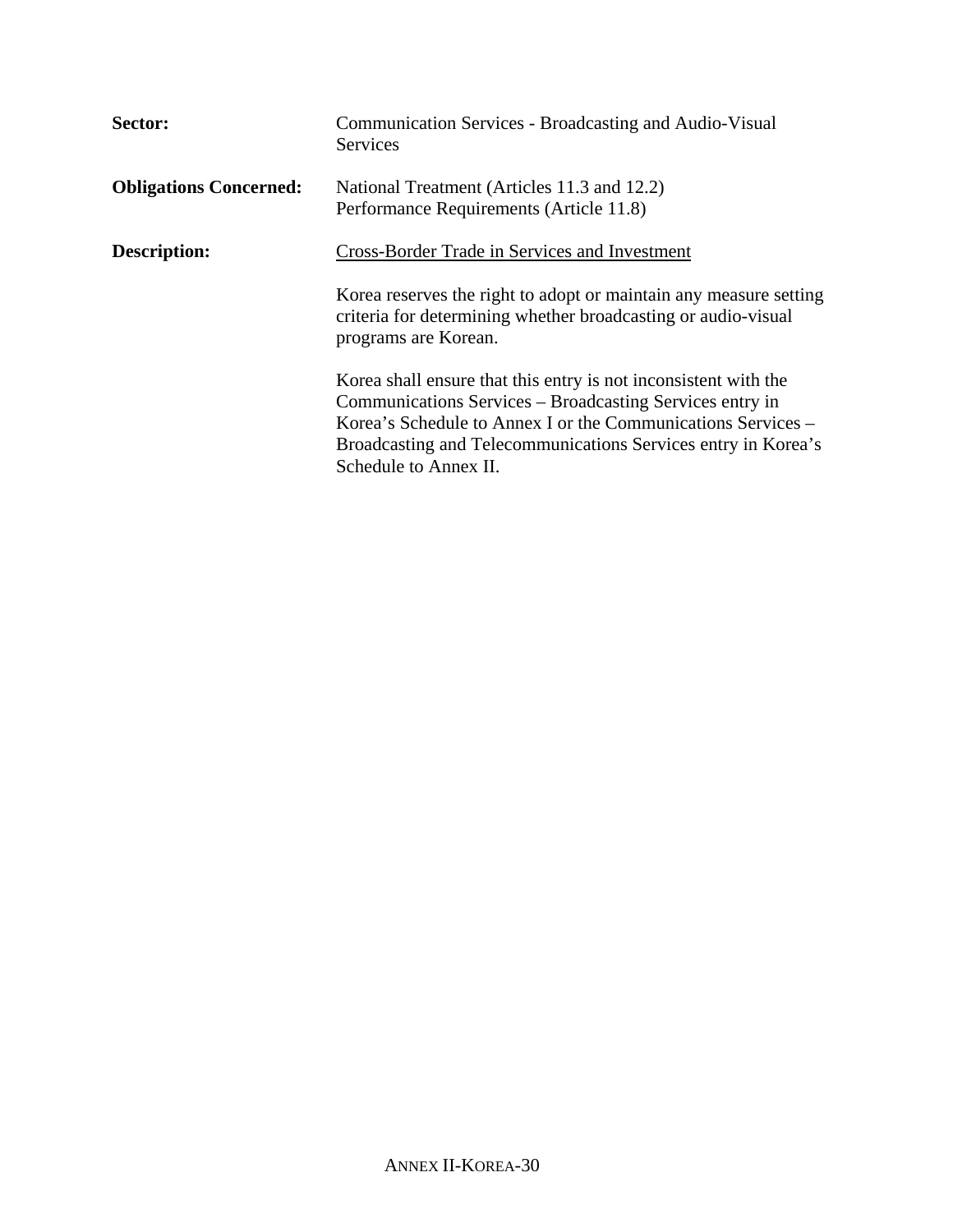**Sector:** Communication Services - Broadcasting and Audio-Visual Services

**Obligations Concerned:** National Treatment (Articles 11.3 and 12.2)
Performance Requirements (Article 11.8)

**Description:** Cross-Border Trade in Services and Investment

Korea reserves the right to adopt or maintain any measure setting criteria for determining whether broadcasting or audio-visual programs are Korean.

Korea shall ensure that this entry is not inconsistent with the Communications Services – Broadcasting Services entry in Korea's Schedule to Annex I or the Communications Services – Broadcasting and Telecommunications Services entry in Korea's Schedule to Annex II.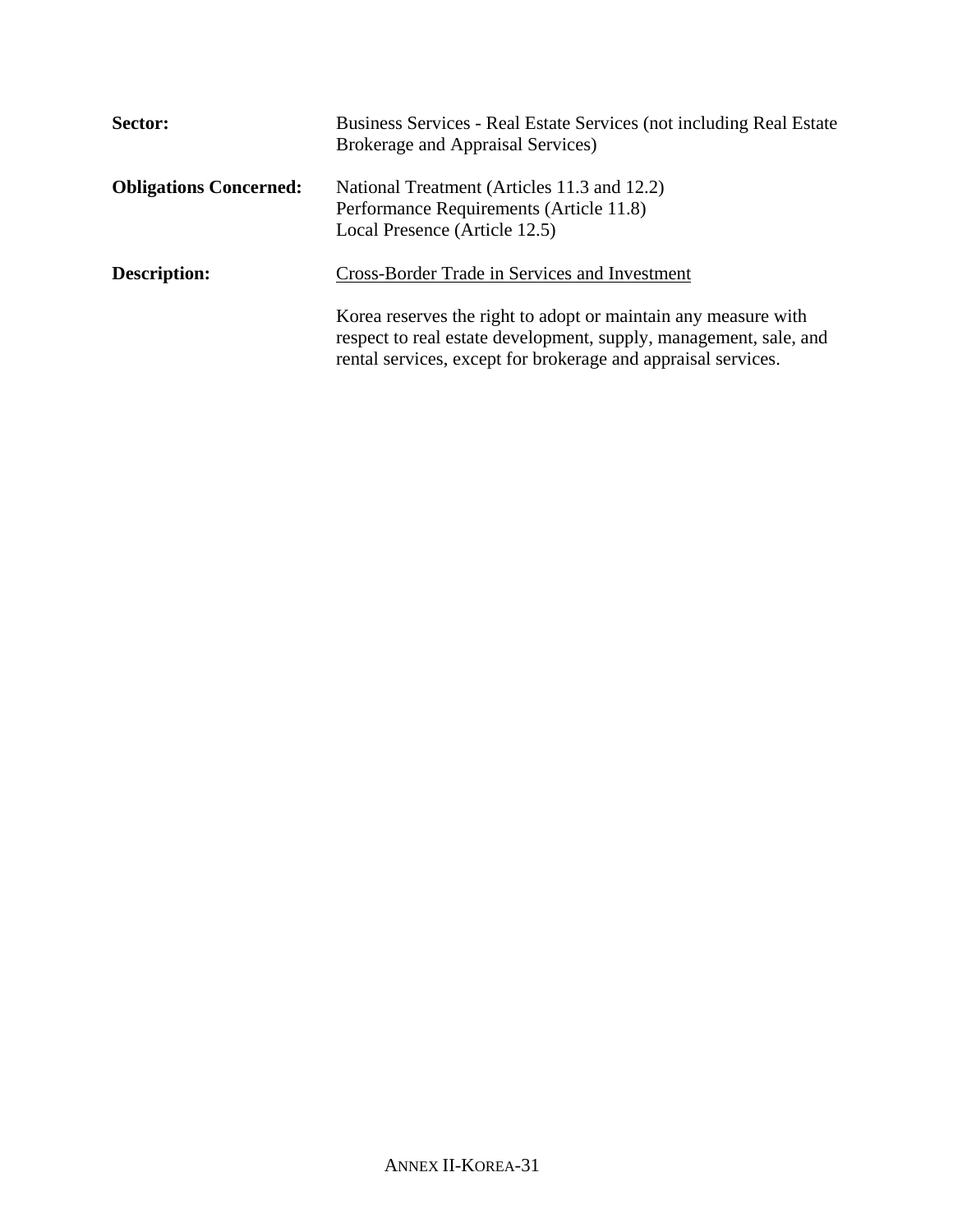**Sector:** Business Services - Real Estate Services (not including Real Estate Brokerage and Appraisal Services)

**Obligations Concerned:** National Treatment (Articles 11.3 and 12.2)
Performance Requirements (Article 11.8)
Local Presence (Article 12.5)

**Description:** Cross-Border Trade in Services and Investment

Korea reserves the right to adopt or maintain any measure with respect to real estate development, supply, management, sale, and rental services, except for brokerage and appraisal services.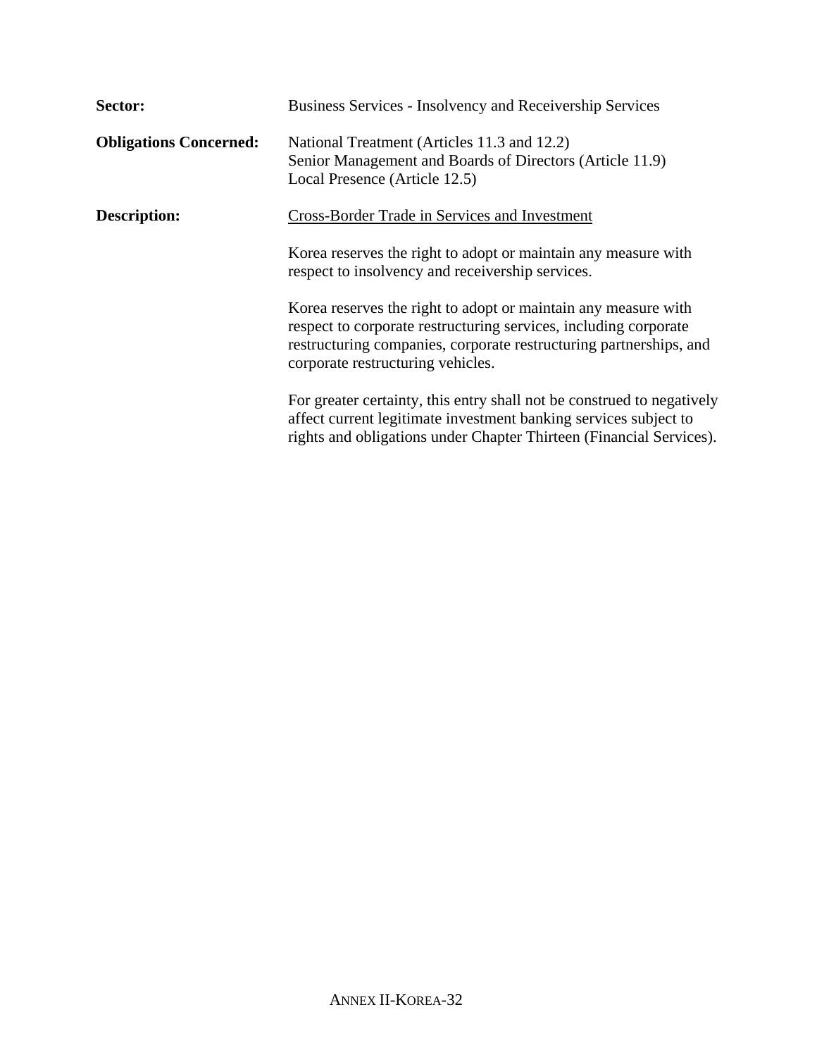**Sector:** Business Services - Insolvency and Receivership Services

**Obligations Concerned:** National Treatment (Articles 11.3 and 12.2)
Senior Management and Boards of Directors (Article 11.9)
Local Presence (Article 12.5)

**Description:** Cross-Border Trade in Services and Investment

Korea reserves the right to adopt or maintain any measure with respect to insolvency and receivership services.

Korea reserves the right to adopt or maintain any measure with respect to corporate restructuring services, including corporate restructuring companies, corporate restructuring partnerships, and corporate restructuring vehicles.

For greater certainty, this entry shall not be construed to negatively affect current legitimate investment banking services subject to rights and obligations under Chapter Thirteen (Financial Services).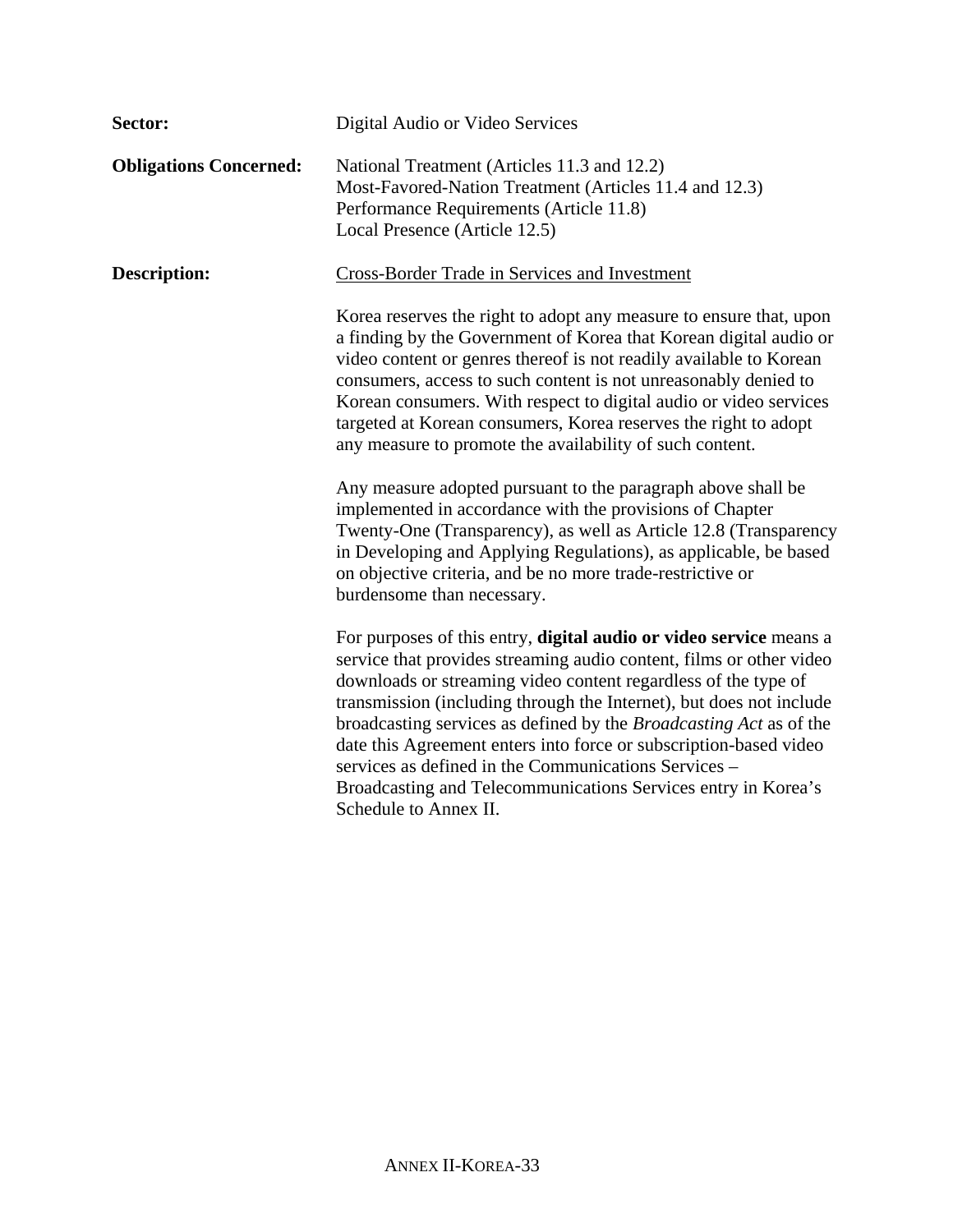**Sector:** Digital Audio or Video Services

**Obligations Concerned:** National Treatment (Articles 11.3 and 12.2)
Most-Favored-Nation Treatment (Articles 11.4 and 12.3)
Performance Requirements (Article 11.8)
Local Presence (Article 12.5)

**Description:** <u>Cross-Border Trade in Services and Investment</u>

Korea reserves the right to adopt any measure to ensure that, upon a finding by the Government of Korea that Korean digital audio or video content or genres thereof is not readily available to Korean consumers, access to such content is not unreasonably denied to Korean consumers. With respect to digital audio or video services targeted at Korean consumers, Korea reserves the right to adopt any measure to promote the availability of such content.

Any measure adopted pursuant to the paragraph above shall be implemented in accordance with the provisions of Chapter Twenty-One (Transparency), as well as Article 12.8 (Transparency in Developing and Applying Regulations), as applicable, be based on objective criteria, and be no more trade-restrictive or burdensome than necessary.

For purposes of this entry, **digital audio or video service** means a service that provides streaming audio content, films or other video downloads or streaming video content regardless of the type of transmission (including through the Internet), but does not include broadcasting services as defined by the *Broadcasting Act* as of the date this Agreement enters into force or subscription-based video services as defined in the Communications Services – Broadcasting and Telecommunications Services entry in Korea's Schedule to Annex II.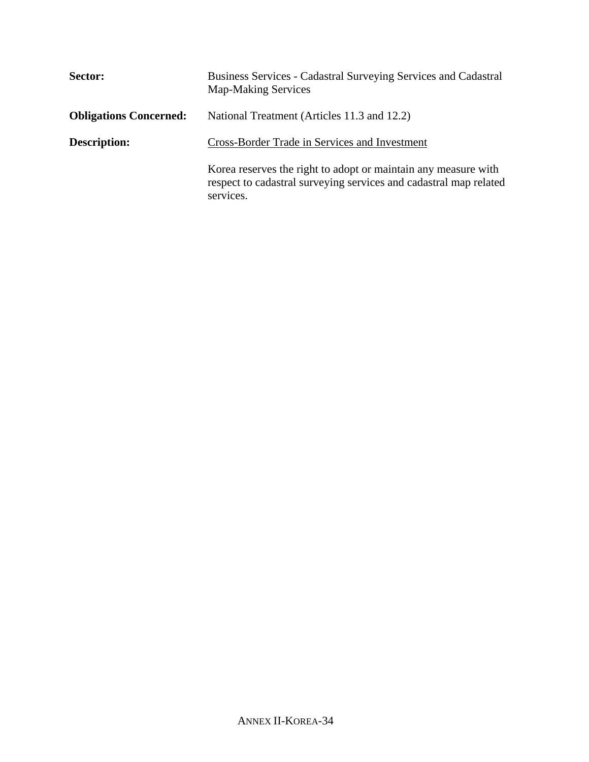**Sector:** Business Services - Cadastral Surveying Services and Cadastral Map-Making Services

**Obligations Concerned:** National Treatment (Articles 11.3 and 12.2)

**Description:** Cross-Border Trade in Services and Investment

Korea reserves the right to adopt or maintain any measure with respect to cadastral surveying services and cadastral map related services.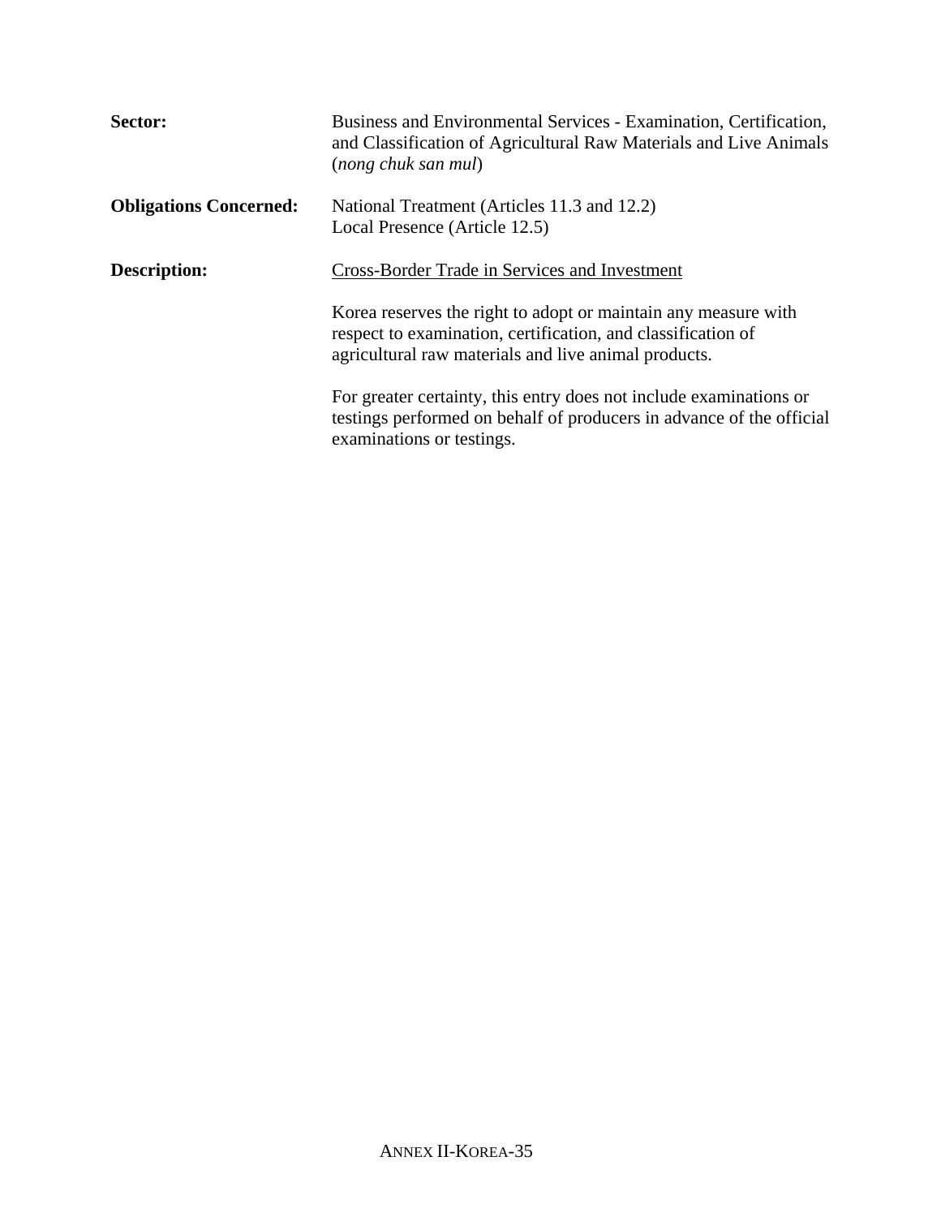**Sector:** Business and Environmental Services - Examination, Certification, and Classification of Agricultural Raw Materials and Live Animals (*nong chuk san mul*)

**Obligations Concerned:** National Treatment (Articles 11.3 and 12.2)
Local Presence (Article 12.5)

**Description:** <u>Cross-Border Trade in Services and Investment</u>

Korea reserves the right to adopt or maintain any measure with respect to examination, certification, and classification of agricultural raw materials and live animal products.

For greater certainty, this entry does not include examinations or testings performed on behalf of producers in advance of the official examinations or testings.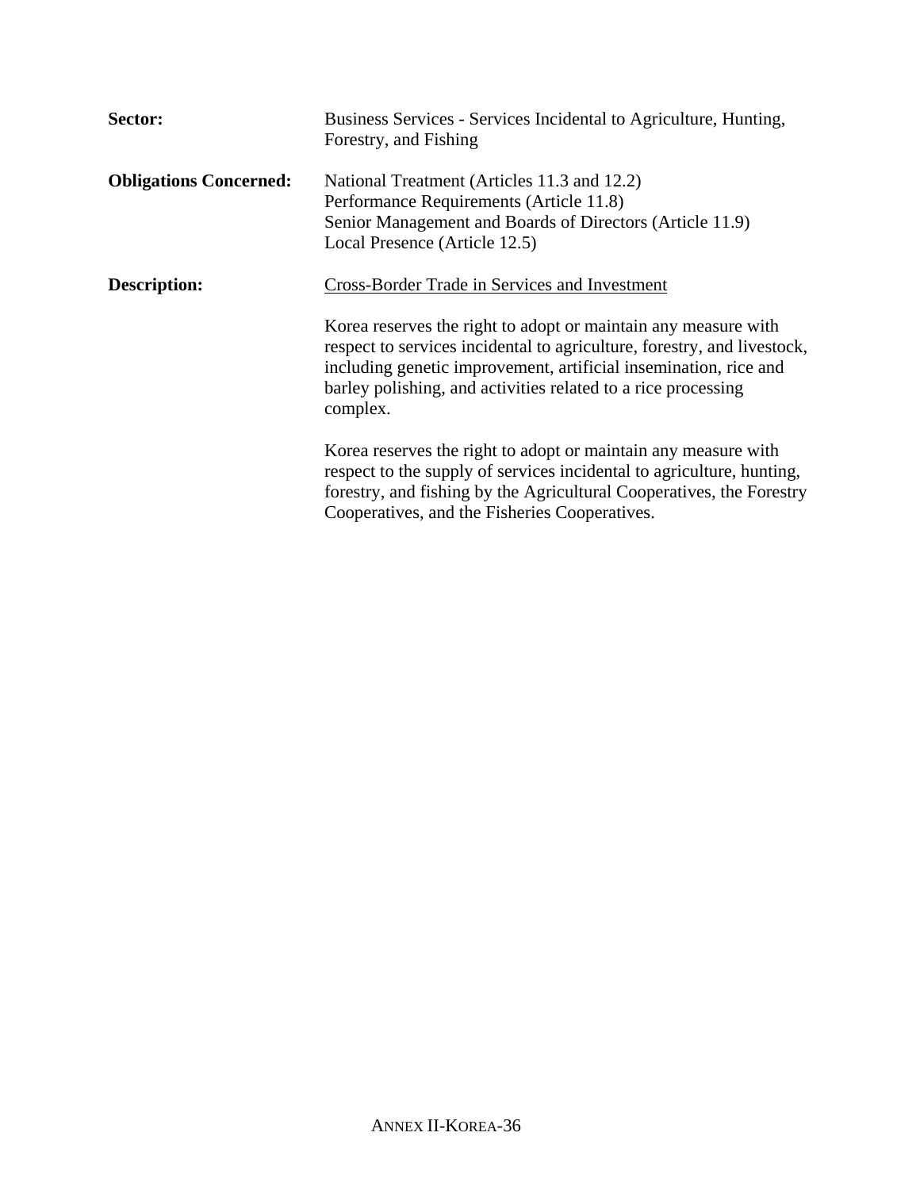**Sector:** Business Services - Services Incidental to Agriculture, Hunting, Forestry, and Fishing

**Obligations Concerned:** National Treatment (Articles 11.3 and 12.2)
Performance Requirements (Article 11.8)
Senior Management and Boards of Directors (Article 11.9)
Local Presence (Article 12.5)

**Description:** <u>Cross-Border Trade in Services and Investment</u>

Korea reserves the right to adopt or maintain any measure with respect to services incidental to agriculture, forestry, and livestock, including genetic improvement, artificial insemination, rice and barley polishing, and activities related to a rice processing complex.

Korea reserves the right to adopt or maintain any measure with respect to the supply of services incidental to agriculture, hunting, forestry, and fishing by the Agricultural Cooperatives, the Forestry Cooperatives, and the Fisheries Cooperatives.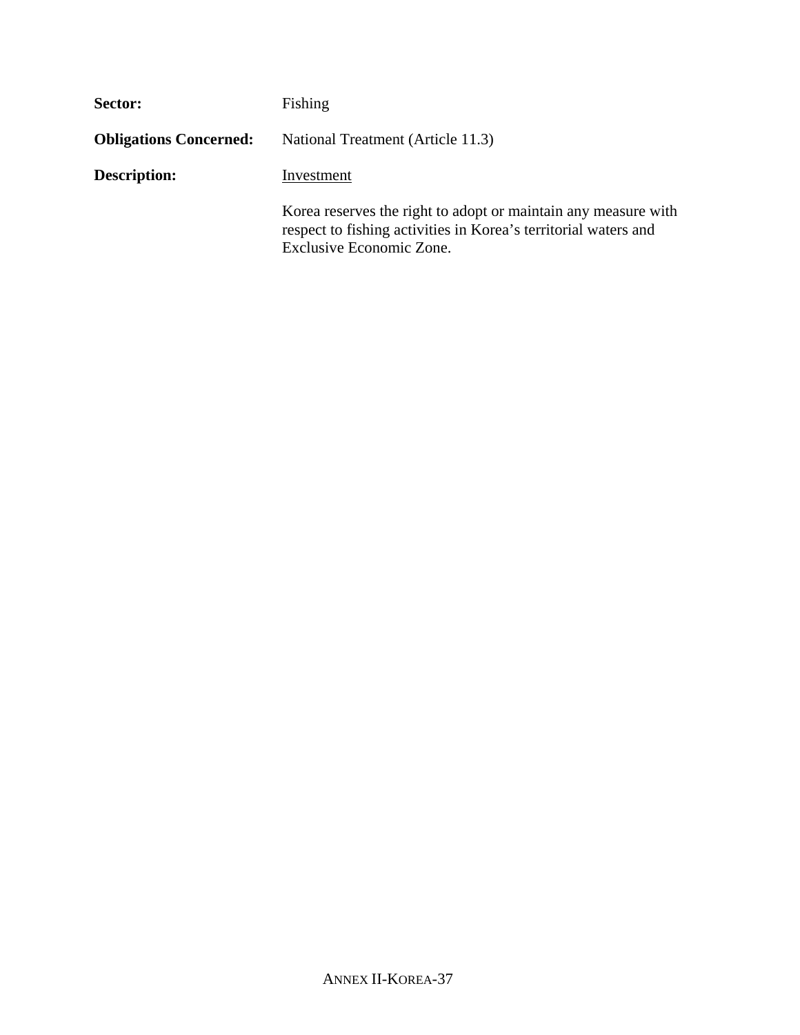**Sector:** Fishing

**Obligations Concerned:** National Treatment (Article 11.3)

**Description:** Investment

Korea reserves the right to adopt or maintain any measure with respect to fishing activities in Korea's territorial waters and Exclusive Economic Zone.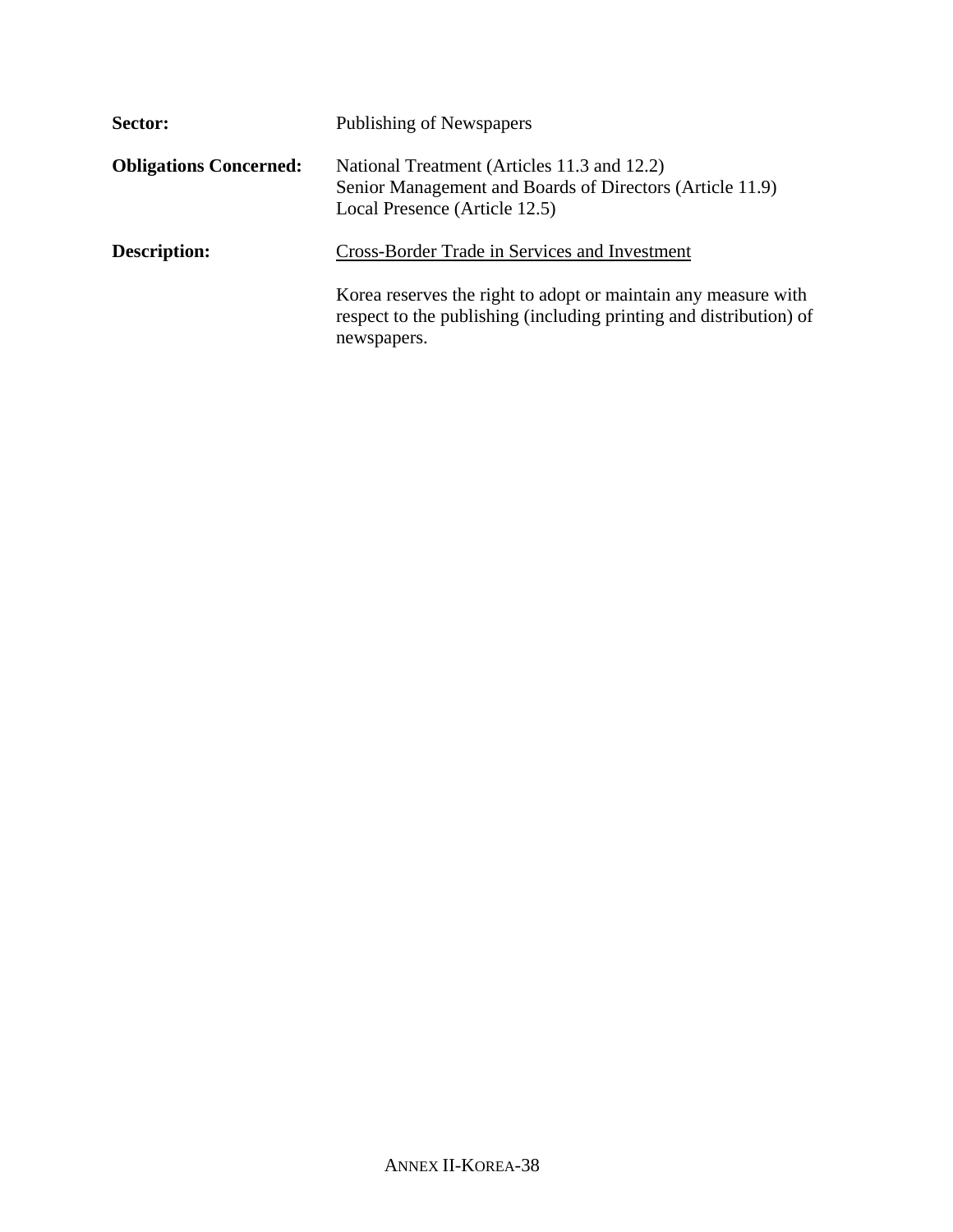**Sector:** Publishing of Newspapers

**Obligations Concerned:** National Treatment (Articles 11.3 and 12.2)
Senior Management and Boards of Directors (Article 11.9)
Local Presence (Article 12.5)

**Description:** <u>Cross-Border Trade in Services and Investment</u>

Korea reserves the right to adopt or maintain any measure with respect to the publishing (including printing and distribution) of newspapers.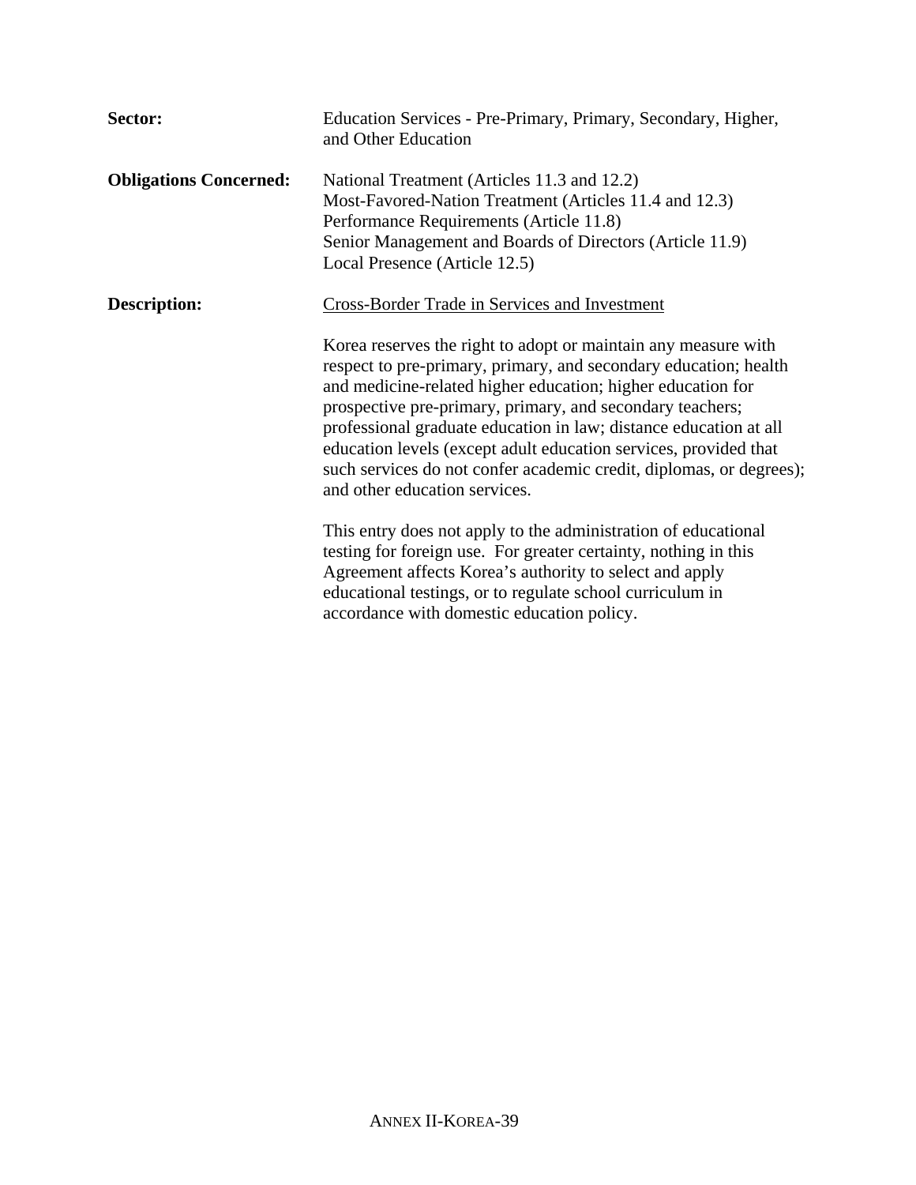**Sector:** Education Services - Pre-Primary, Primary, Secondary, Higher, and Other Education

**Obligations Concerned:** National Treatment (Articles 11.3 and 12.2)
Most-Favored-Nation Treatment (Articles 11.4 and 12.3)
Performance Requirements (Article 11.8)
Senior Management and Boards of Directors (Article 11.9)
Local Presence (Article 12.5)

**Description:** Cross-Border Trade in Services and Investment

Korea reserves the right to adopt or maintain any measure with respect to pre-primary, primary, and secondary education; health and medicine-related higher education; higher education for prospective pre-primary, primary, and secondary teachers; professional graduate education in law; distance education at all education levels (except adult education services, provided that such services do not confer academic credit, diplomas, or degrees); and other education services.

This entry does not apply to the administration of educational testing for foreign use. For greater certainty, nothing in this Agreement affects Korea's authority to select and apply educational testings, or to regulate school curriculum in accordance with domestic education policy.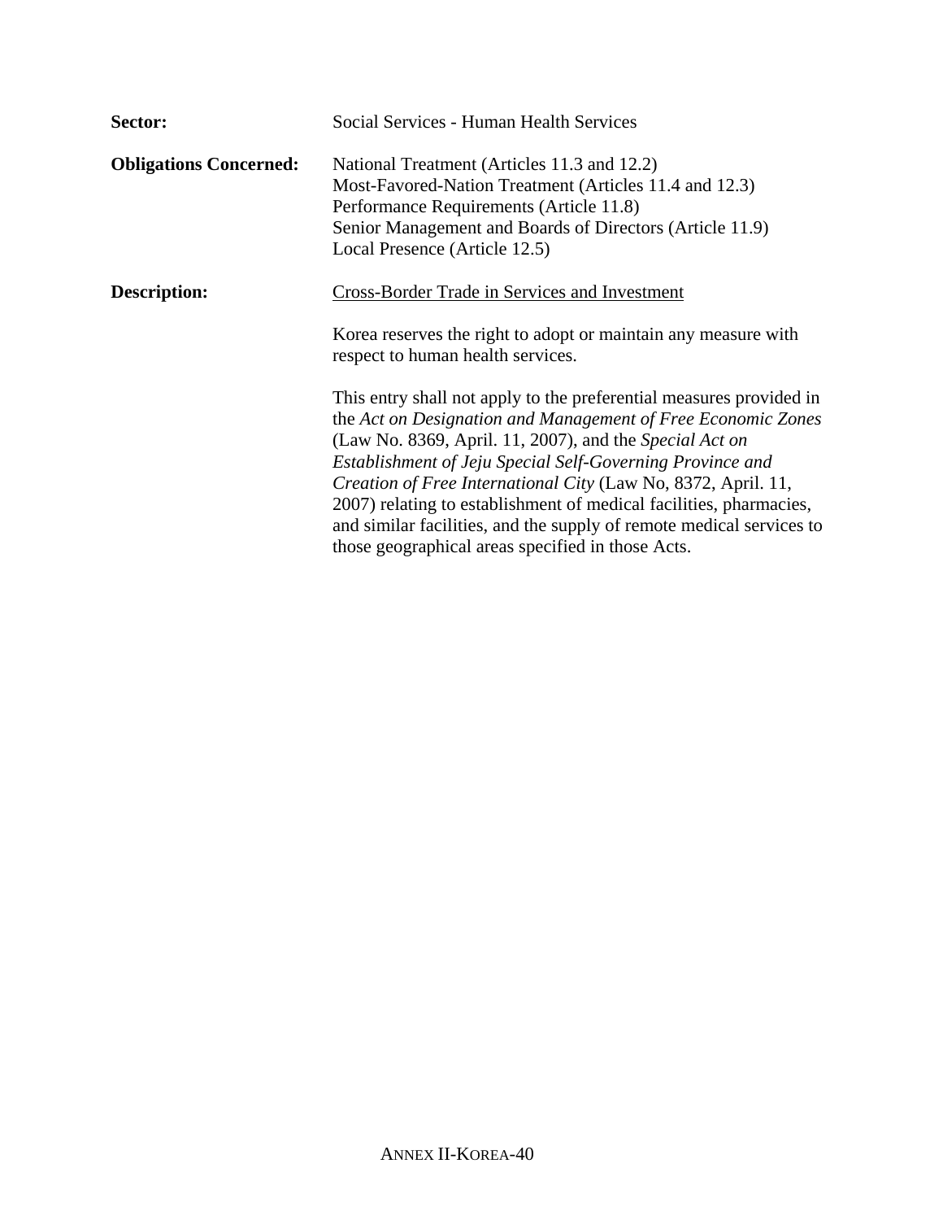**Sector:** Social Services - Human Health Services

**Obligations Concerned:** National Treatment (Articles 11.3 and 12.2)
Most-Favored-Nation Treatment (Articles 11.4 and 12.3)
Performance Requirements (Article 11.8)
Senior Management and Boards of Directors (Article 11.9)
Local Presence (Article 12.5)

**Description:** <u>Cross-Border Trade in Services and Investment</u>

Korea reserves the right to adopt or maintain any measure with respect to human health services.

This entry shall not apply to the preferential measures provided in the *Act on Designation and Management of Free Economic Zones* (Law No. 8369, April. 11, 2007), and the *Special Act on Establishment of Jeju Special Self-Governing Province and Creation of Free International City* (Law No, 8372, April. 11, 2007) relating to establishment of medical facilities, pharmacies, and similar facilities, and the supply of remote medical services to those geographical areas specified in those Acts.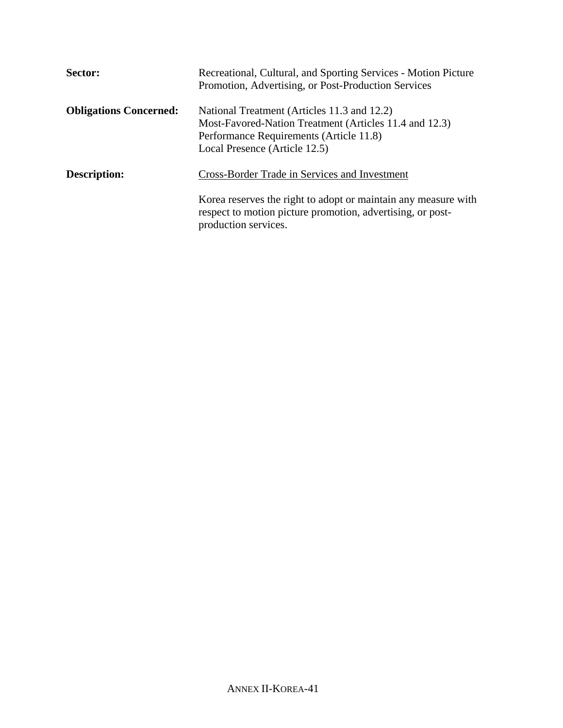**Sector:** Recreational, Cultural, and Sporting Services - Motion Picture Promotion, Advertising, or Post-Production Services

**Obligations Concerned:** National Treatment (Articles 11.3 and 12.2)
Most-Favored-Nation Treatment (Articles 11.4 and 12.3)
Performance Requirements (Article 11.8)
Local Presence (Article 12.5)

**Description:** <u>Cross-Border Trade in Services and Investment</u>

Korea reserves the right to adopt or maintain any measure with respect to motion picture promotion, advertising, or post-production services.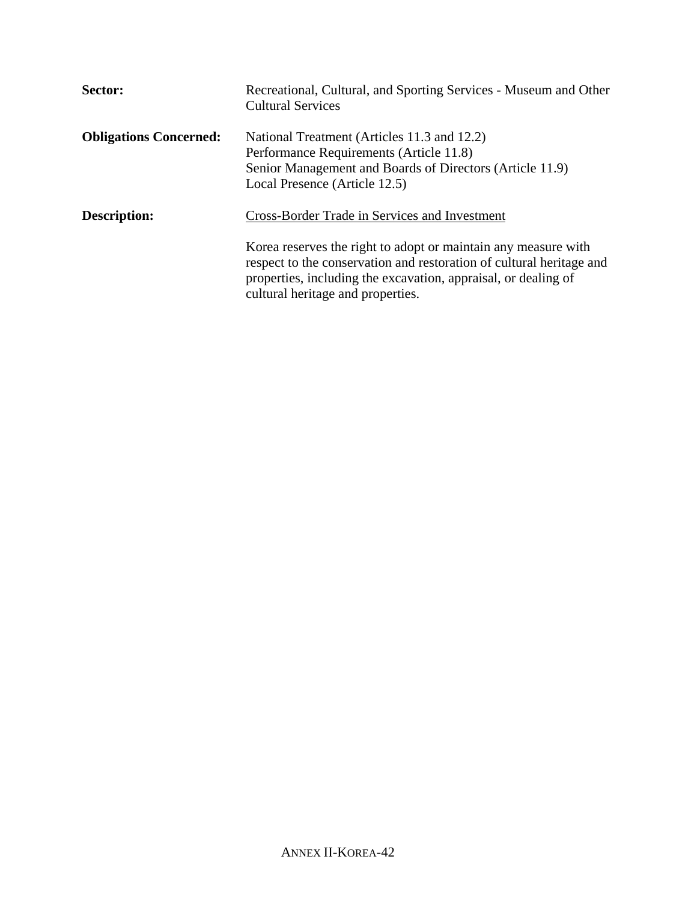**Sector:** Recreational, Cultural, and Sporting Services - Museum and Other Cultural Services

**Obligations Concerned:** National Treatment (Articles 11.3 and 12.2)
Performance Requirements (Article 11.8)
Senior Management and Boards of Directors (Article 11.9)
Local Presence (Article 12.5)

**Description:** Cross-Border Trade in Services and Investment

Korea reserves the right to adopt or maintain any measure with respect to the conservation and restoration of cultural heritage and properties, including the excavation, appraisal, or dealing of cultural heritage and properties.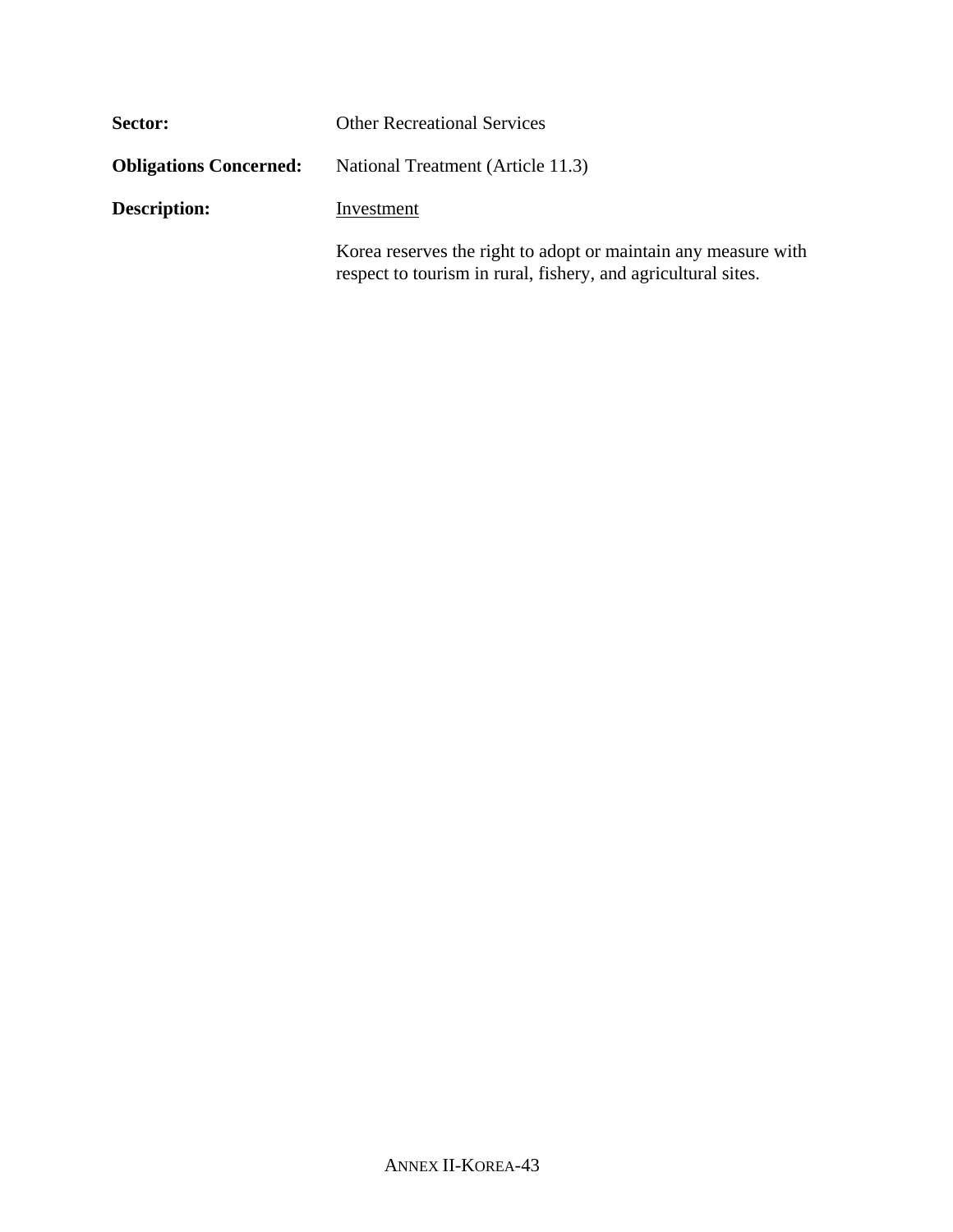**Sector:** Other Recreational Services

**Obligations Concerned:** National Treatment (Article 11.3)

**Description:** Investment

Korea reserves the right to adopt or maintain any measure with respect to tourism in rural, fishery, and agricultural sites.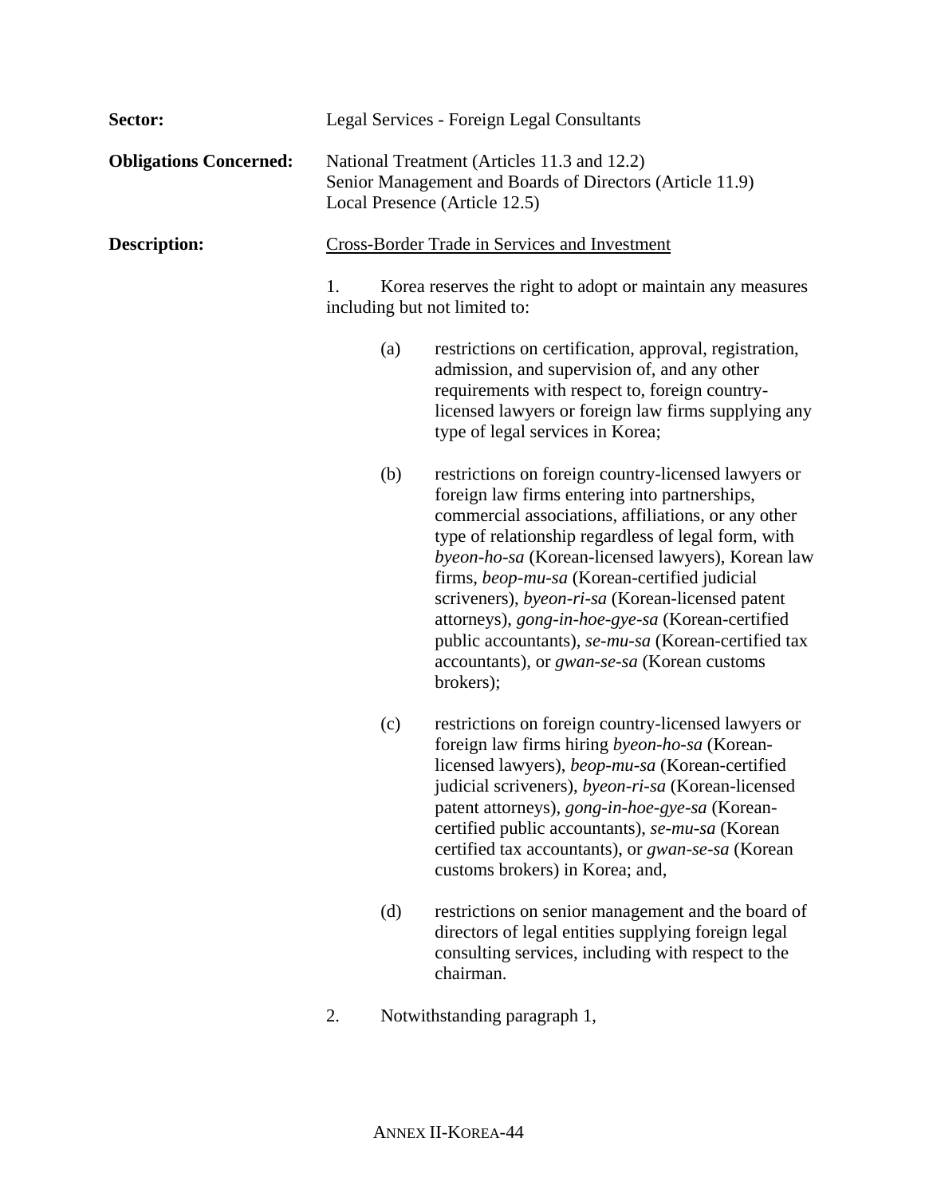**Sector:** Legal Services - Foreign Legal Consultants

**Obligations Concerned:** National Treatment (Articles 11.3 and 12.2)
Senior Management and Boards of Directors (Article 11.9)
Local Presence (Article 12.5)

**Description:** Cross-Border Trade in Services and Investment

1. Korea reserves the right to adopt or maintain any measures including but not limited to:

   (a) restrictions on certification, approval, registration, admission, and supervision of, and any other requirements with respect to, foreign country-licensed lawyers or foreign law firms supplying any type of legal services in Korea;

   (b) restrictions on foreign country-licensed lawyers or foreign law firms entering into partnerships, commercial associations, affiliations, or any other type of relationship regardless of legal form, with *byeon-ho-sa* (Korean-licensed lawyers), Korean law firms, *beop-mu-sa* (Korean-certified judicial scriveners), *byeon-ri-sa* (Korean-licensed patent attorneys), *gong-in-hoe-gye-sa* (Korean-certified public accountants), *se-mu-sa* (Korean-certified tax accountants), or *gwan-se-sa* (Korean customs brokers);

   (c) restrictions on foreign country-licensed lawyers or foreign law firms hiring *byeon-ho-sa* (Korean-licensed lawyers), *beop-mu-sa* (Korean-certified judicial scriveners), *byeon-ri-sa* (Korean-licensed patent attorneys), *gong-in-hoe-gye-sa* (Korean-certified public accountants), *se-mu-sa* (Korean certified tax accountants), or *gwan-se-sa* (Korean customs brokers) in Korea; and,

   (d) restrictions on senior management and the board of directors of legal entities supplying foreign legal consulting services, including with respect to the chairman.

2. Notwithstanding paragraph 1,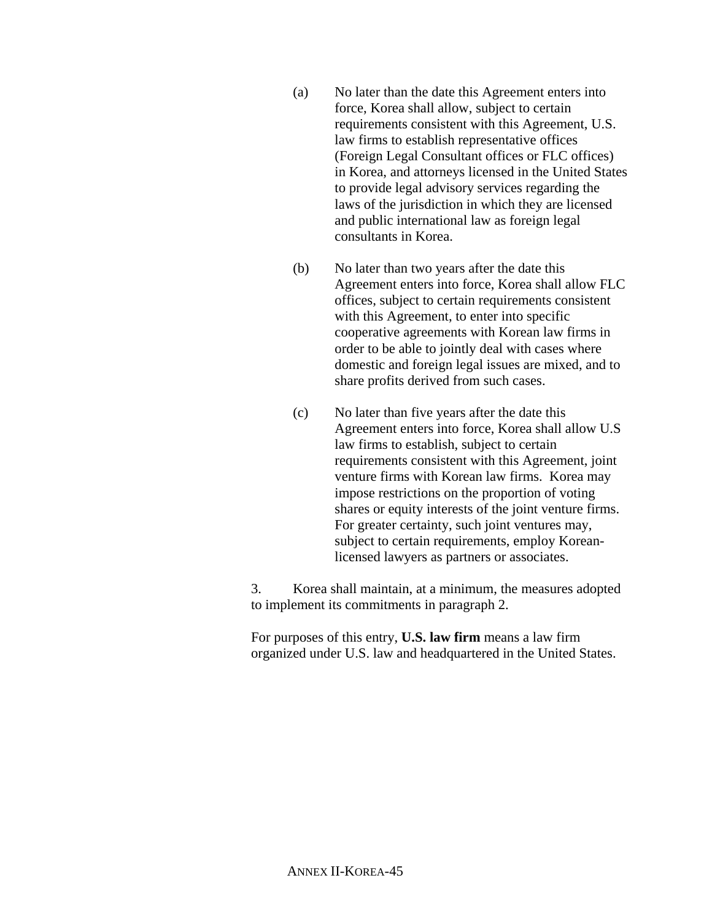(a) No later than the date this Agreement enters into force, Korea shall allow, subject to certain requirements consistent with this Agreement, U.S. law firms to establish representative offices (Foreign Legal Consultant offices or FLC offices) in Korea, and attorneys licensed in the United States to provide legal advisory services regarding the laws of the jurisdiction in which they are licensed and public international law as foreign legal consultants in Korea.

(b) No later than two years after the date this Agreement enters into force, Korea shall allow FLC offices, subject to certain requirements consistent with this Agreement, to enter into specific cooperative agreements with Korean law firms in order to be able to jointly deal with cases where domestic and foreign legal issues are mixed, and to share profits derived from such cases.

(c) No later than five years after the date this Agreement enters into force, Korea shall allow U.S law firms to establish, subject to certain requirements consistent with this Agreement, joint venture firms with Korean law firms. Korea may impose restrictions on the proportion of voting shares or equity interests of the joint venture firms. For greater certainty, such joint ventures may, subject to certain requirements, employ Korean-licensed lawyers as partners or associates.

3. Korea shall maintain, at a minimum, the measures adopted to implement its commitments in paragraph 2.

For purposes of this entry, **U.S. law firm** means a law firm organized under U.S. law and headquartered in the United States.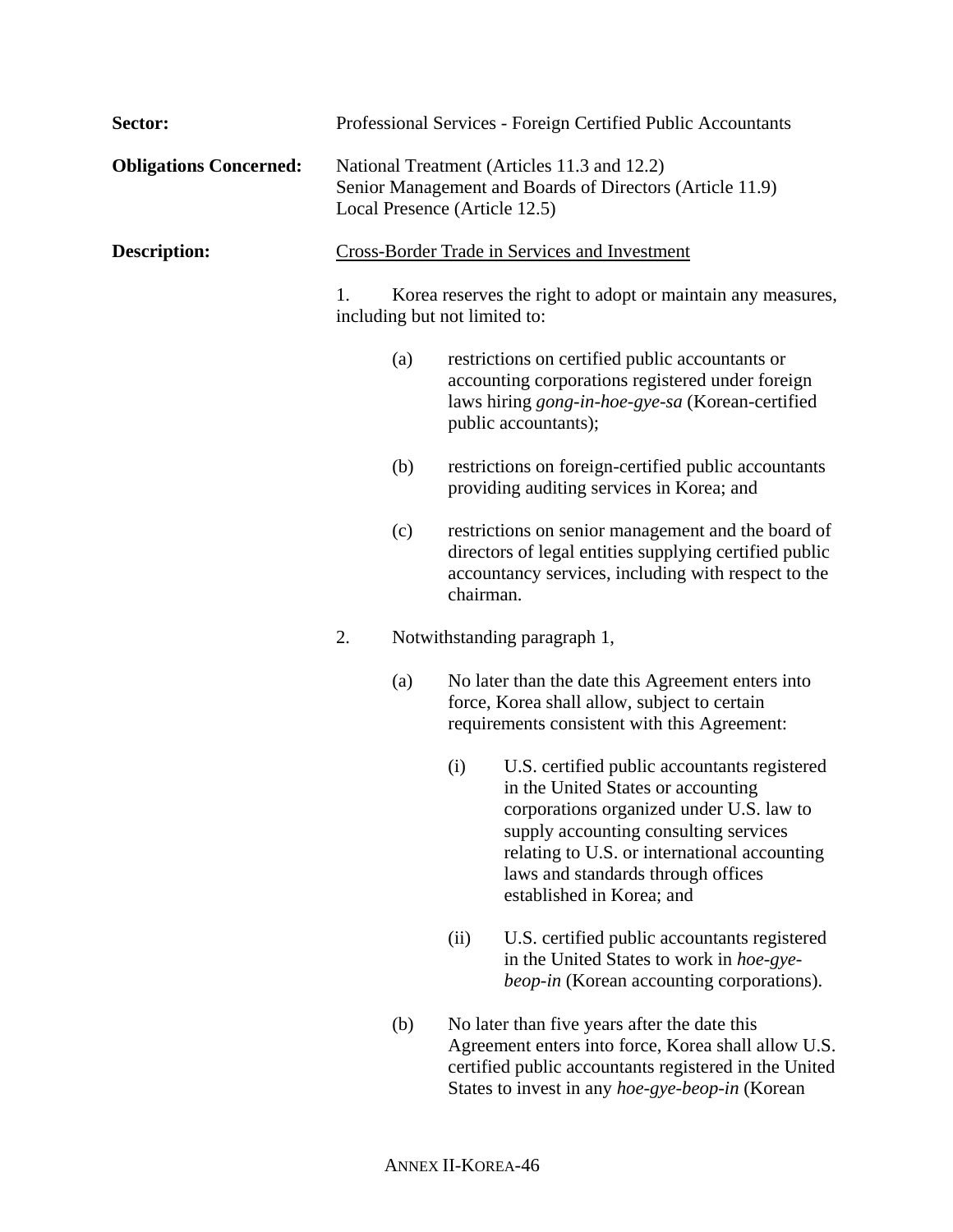**Sector:** Professional Services - Foreign Certified Public Accountants

**Obligations Concerned:** National Treatment (Articles 11.3 and 12.2)
Senior Management and Boards of Directors (Article 11.9)
Local Presence (Article 12.5)

**Description:** Cross-Border Trade in Services and Investment

1. Korea reserves the right to adopt or maintain any measures, including but not limited to:

   (a) restrictions on certified public accountants or accounting corporations registered under foreign laws hiring *gong-in-hoe-gye-sa* (Korean-certified public accountants);

   (b) restrictions on foreign-certified public accountants providing auditing services in Korea; and

   (c) restrictions on senior management and the board of directors of legal entities supplying certified public accountancy services, including with respect to the chairman.

2. Notwithstanding paragraph 1,

   (a) No later than the date this Agreement enters into force, Korea shall allow, subject to certain requirements consistent with this Agreement:

      (i) U.S. certified public accountants registered in the United States or accounting corporations organized under U.S. law to supply accounting consulting services relating to U.S. or international accounting laws and standards through offices established in Korea; and

      (ii) U.S. certified public accountants registered in the United States to work in *hoe-gye-beop-in* (Korean accounting corporations).

   (b) No later than five years after the date this Agreement enters into force, Korea shall allow U.S. certified public accountants registered in the United States to invest in any *hoe-gye-beop-in* (Korean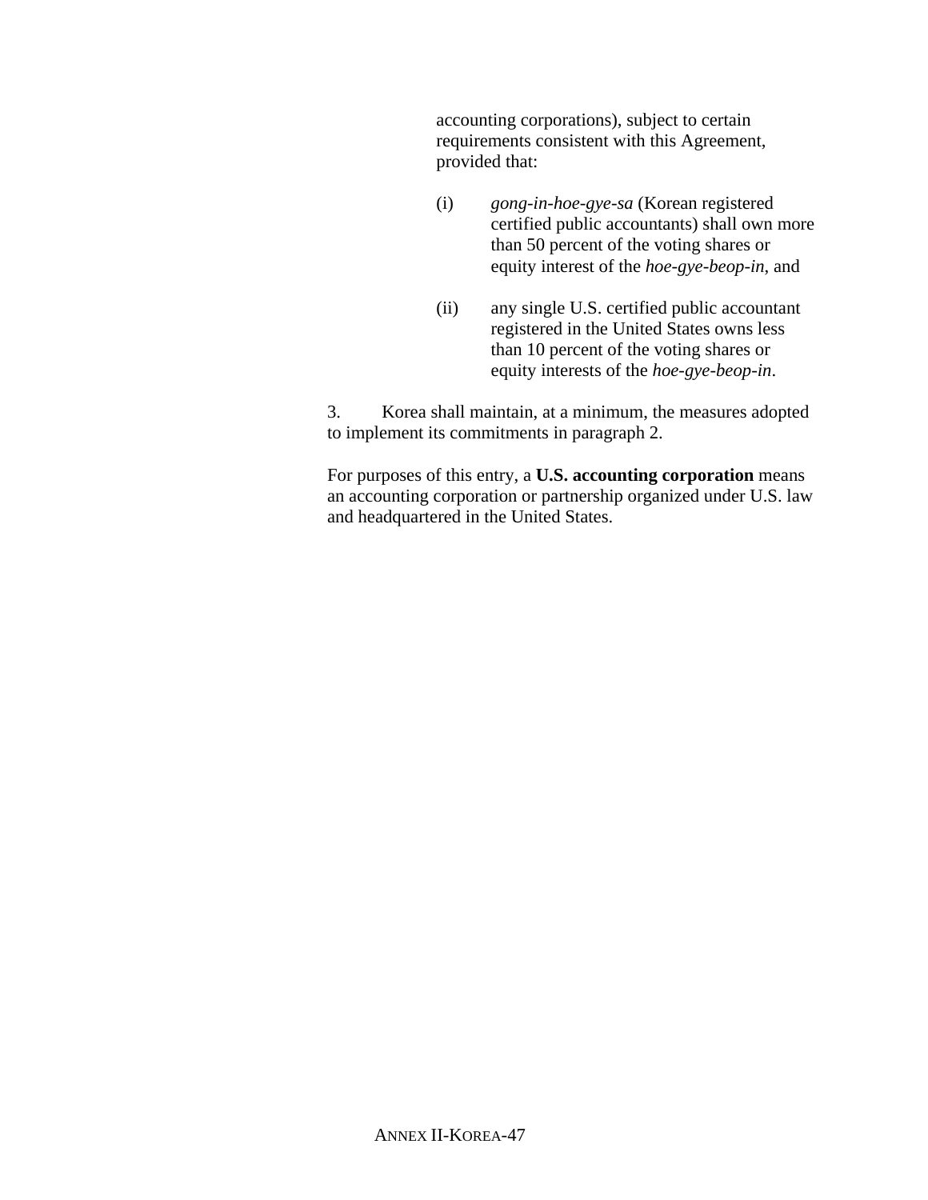accounting corporations), subject to certain requirements consistent with this Agreement, provided that:

(i) *gong-in-hoe-gye-sa* (Korean registered certified public accountants) shall own more than 50 percent of the voting shares or equity interest of the *hoe-gye-beop-in*, and

(ii) any single U.S. certified public accountant registered in the United States owns less than 10 percent of the voting shares or equity interests of the *hoe-gye-beop-in*.

3. Korea shall maintain, at a minimum, the measures adopted to implement its commitments in paragraph 2.

For purposes of this entry, a **U.S. accounting corporation** means an accounting corporation or partnership organized under U.S. law and headquartered in the United States.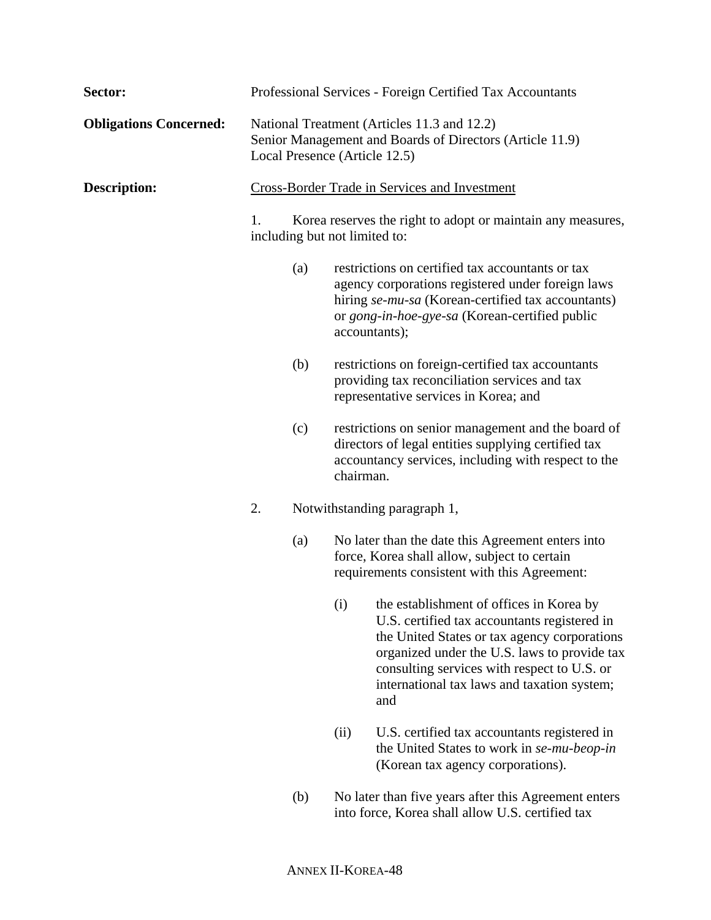**Sector:** Professional Services - Foreign Certified Tax Accountants

**Obligations Concerned:** National Treatment (Articles 11.3 and 12.2)
Senior Management and Boards of Directors (Article 11.9)
Local Presence (Article 12.5)

**Description:** Cross-Border Trade in Services and Investment

1. Korea reserves the right to adopt or maintain any measures, including but not limited to:

   (a) restrictions on certified tax accountants or tax agency corporations registered under foreign laws hiring *se-mu-sa* (Korean-certified tax accountants) or *gong-in-hoe-gye-sa* (Korean-certified public accountants);

   (b) restrictions on foreign-certified tax accountants providing tax reconciliation services and tax representative services in Korea; and

   (c) restrictions on senior management and the board of directors of legal entities supplying certified tax accountancy services, including with respect to the chairman.

2. Notwithstanding paragraph 1,

   (a) No later than the date this Agreement enters into force, Korea shall allow, subject to certain requirements consistent with this Agreement:

      (i) the establishment of offices in Korea by U.S. certified tax accountants registered in the United States or tax agency corporations organized under the U.S. laws to provide tax consulting services with respect to U.S. or international tax laws and taxation system; and

      (ii) U.S. certified tax accountants registered in the United States to work in *se-mu-beop-in* (Korean tax agency corporations).

   (b) No later than five years after this Agreement enters into force, Korea shall allow U.S. certified tax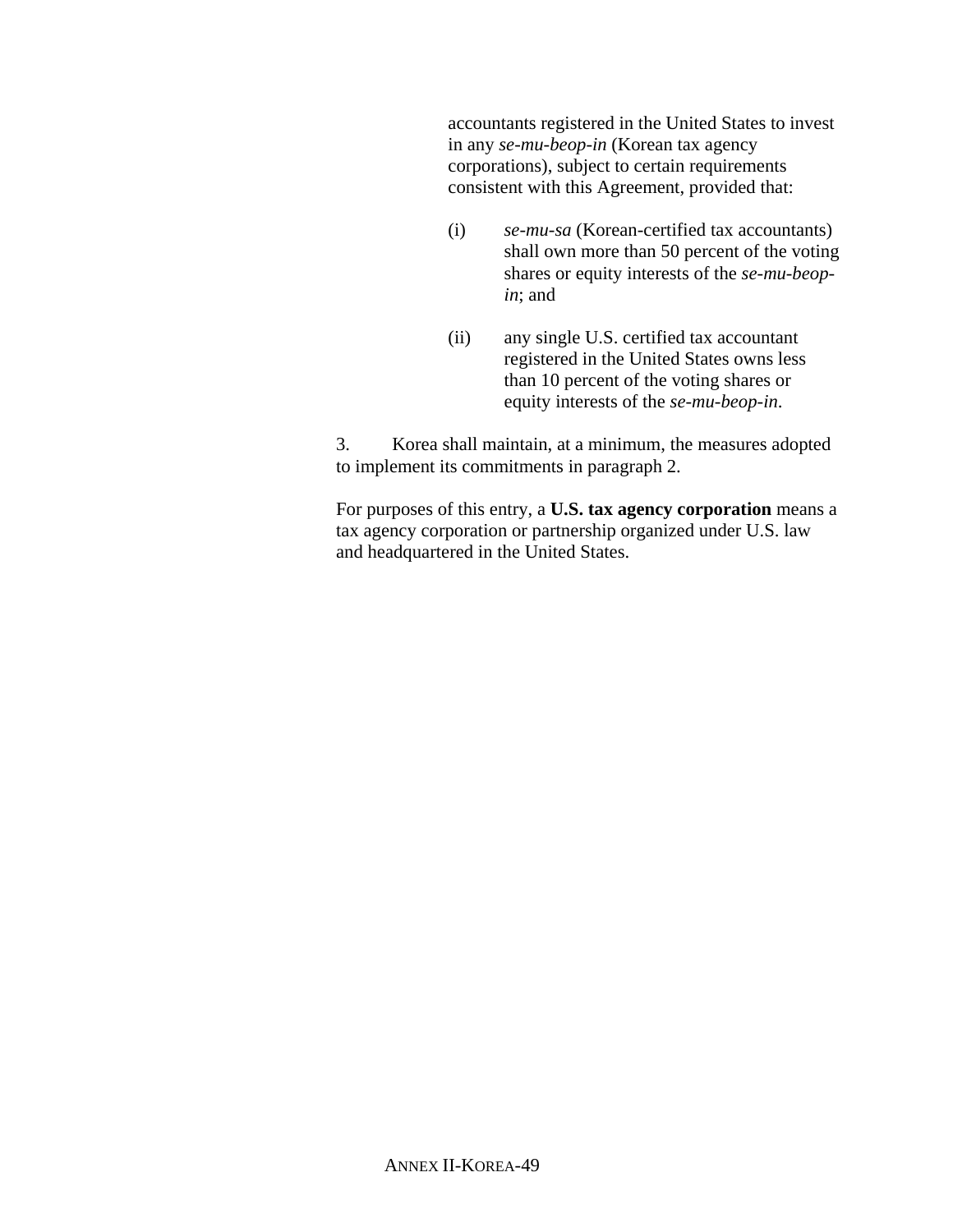accountants registered in the United States to invest in any *se-mu-beop-in* (Korean tax agency corporations), subject to certain requirements consistent with this Agreement, provided that:

(i) *se-mu-sa* (Korean-certified tax accountants) shall own more than 50 percent of the voting shares or equity interests of the *se-mu-beop-in*; and

(ii) any single U.S. certified tax accountant registered in the United States owns less than 10 percent of the voting shares or equity interests of the *se-mu-beop-in*.

3. Korea shall maintain, at a minimum, the measures adopted to implement its commitments in paragraph 2.

For purposes of this entry, a **U.S. tax agency corporation** means a tax agency corporation or partnership organized under U.S. law and headquartered in the United States.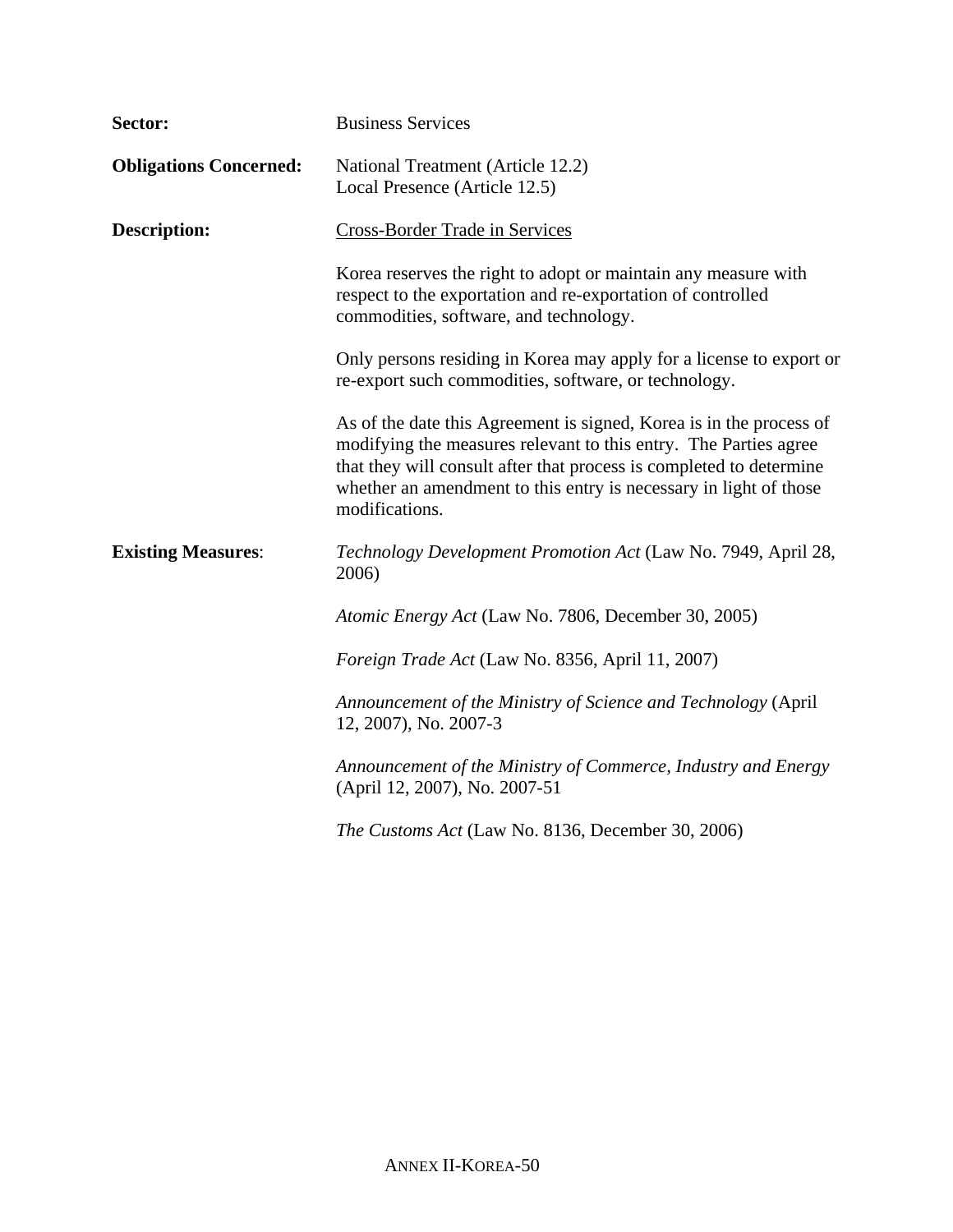**Sector:** Business Services

**Obligations Concerned:** National Treatment (Article 12.2)
Local Presence (Article 12.5)

**Description:** Cross-Border Trade in Services

Korea reserves the right to adopt or maintain any measure with respect to the exportation and re-exportation of controlled commodities, software, and technology.

Only persons residing in Korea may apply for a license to export or re-export such commodities, software, or technology.

As of the date this Agreement is signed, Korea is in the process of modifying the measures relevant to this entry. The Parties agree that they will consult after that process is completed to determine whether an amendment to this entry is necessary in light of those modifications.

**Existing Measures**:

*Technology Development Promotion Act* (Law No. 7949, April 28, 2006)

*Atomic Energy Act* (Law No. 7806, December 30, 2005)

*Foreign Trade Act* (Law No. 8356, April 11, 2007)

*Announcement of the Ministry of Science and Technology* (April 12, 2007), No. 2007-3

*Announcement of the Ministry of Commerce, Industry and Energy* (April 12, 2007), No. 2007-51

*The Customs Act* (Law No. 8136, December 30, 2006)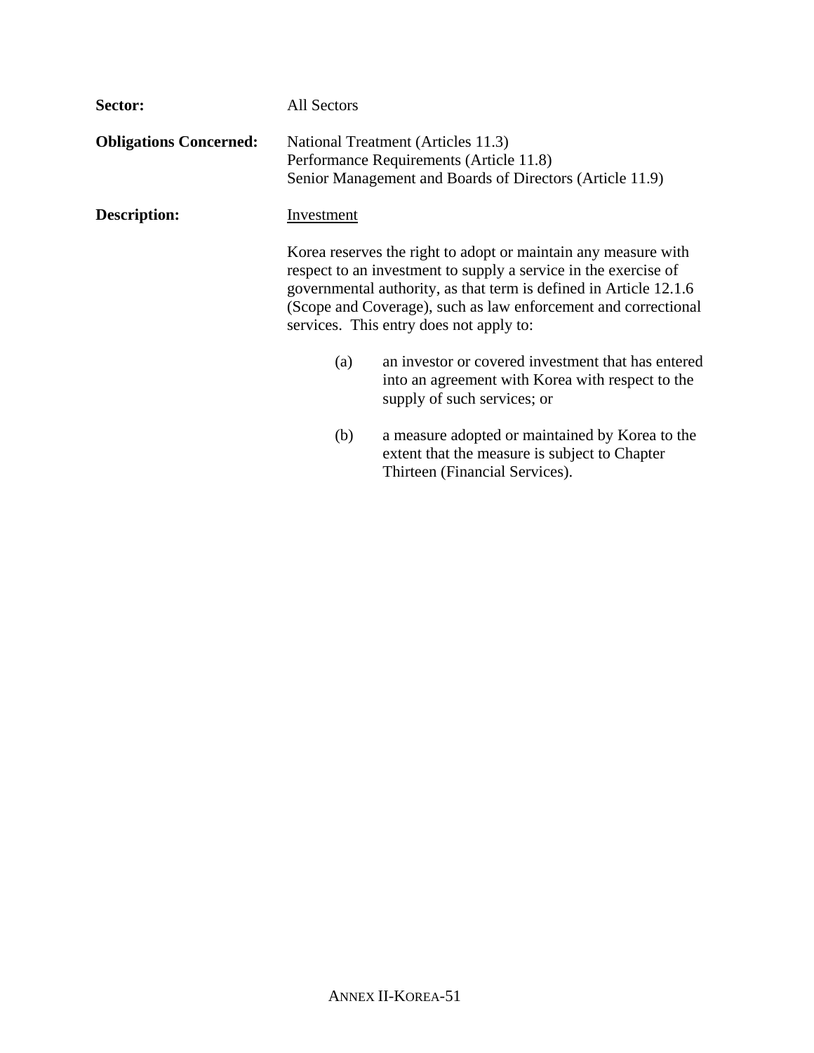**Sector:** All Sectors

**Obligations Concerned:** National Treatment (Articles 11.3)
Performance Requirements (Article 11.8)
Senior Management and Boards of Directors (Article 11.9)

**Description:** Investment

Korea reserves the right to adopt or maintain any measure with respect to an investment to supply a service in the exercise of governmental authority, as that term is defined in Article 12.1.6 (Scope and Coverage), such as law enforcement and correctional services. This entry does not apply to:

(a) an investor or covered investment that has entered into an agreement with Korea with respect to the supply of such services; or

(b) a measure adopted or maintained by Korea to the extent that the measure is subject to Chapter Thirteen (Financial Services).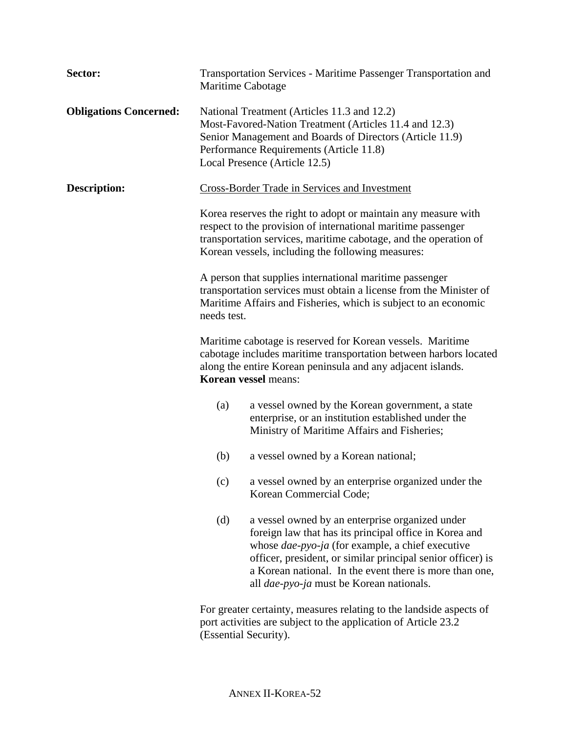**Sector:** Transportation Services - Maritime Passenger Transportation and Maritime Cabotage

**Obligations Concerned:** National Treatment (Articles 11.3 and 12.2)
Most-Favored-Nation Treatment (Articles 11.4 and 12.3)
Senior Management and Boards of Directors (Article 11.9)
Performance Requirements (Article 11.8)
Local Presence (Article 12.5)

**Description:** Cross-Border Trade in Services and Investment

Korea reserves the right to adopt or maintain any measure with respect to the provision of international maritime passenger transportation services, maritime cabotage, and the operation of Korean vessels, including the following measures:

A person that supplies international maritime passenger transportation services must obtain a license from the Minister of Maritime Affairs and Fisheries, which is subject to an economic needs test.

Maritime cabotage is reserved for Korean vessels. Maritime cabotage includes maritime transportation between harbors located along the entire Korean peninsula and any adjacent islands. **Korean vessel** means:

(a) a vessel owned by the Korean government, a state enterprise, or an institution established under the Ministry of Maritime Affairs and Fisheries;

(b) a vessel owned by a Korean national;

(c) a vessel owned by an enterprise organized under the Korean Commercial Code;

(d) a vessel owned by an enterprise organized under foreign law that has its principal office in Korea and whose *dae-pyo-ja* (for example, a chief executive officer, president, or similar principal senior officer) is a Korean national. In the event there is more than one, all *dae-pyo-ja* must be Korean nationals.

For greater certainty, measures relating to the landside aspects of port activities are subject to the application of Article 23.2 (Essential Security).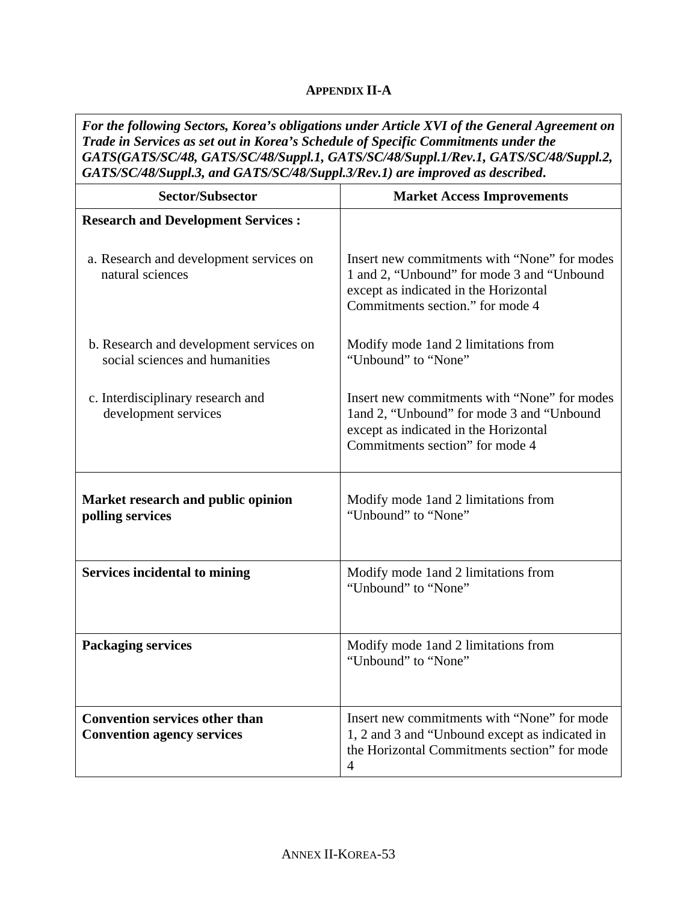## APPENDIX II-A

| *For the following Sectors, Korea's obligations under Article XVI of the General Agreement on Trade in Services as set out in Korea's Schedule of Specific Commitments under the GATS(GATS/SC/48, GATS/SC/48/Suppl.1, GATS/SC/48/Suppl.1/Rev.1, GATS/SC/48/Suppl.2, GATS/SC/48/Suppl.3, and GATS/SC/48/Suppl.3/Rev.1) are improved as described.* | |
|---|---|
| **Sector/Subsector** | **Market Access Improvements** |
| **Research and Development Services :** | |
| a. Research and development services on natural sciences | Insert new commitments with "None" for modes 1 and 2, "Unbound" for mode 3 and "Unbound except as indicated in the Horizontal Commitments section." for mode 4 |
| b. Research and development services on social sciences and humanities | Modify mode 1and 2 limitations from "Unbound" to "None" |
| c. Interdisciplinary research and development services | Insert new commitments with "None" for modes 1and 2, "Unbound" for mode 3 and "Unbound except as indicated in the Horizontal Commitments section" for mode 4 |
| **Market research and public opinion polling services** | Modify mode 1and 2 limitations from "Unbound" to "None" |
| **Services incidental to mining** | Modify mode 1and 2 limitations from "Unbound" to "None" |
| **Packaging services** | Modify mode 1and 2 limitations from "Unbound" to "None" |
| **Convention services other than Convention agency services** | Insert new commitments with "None" for mode 1, 2 and 3 and "Unbound except as indicated in the Horizontal Commitments section" for mode 4 |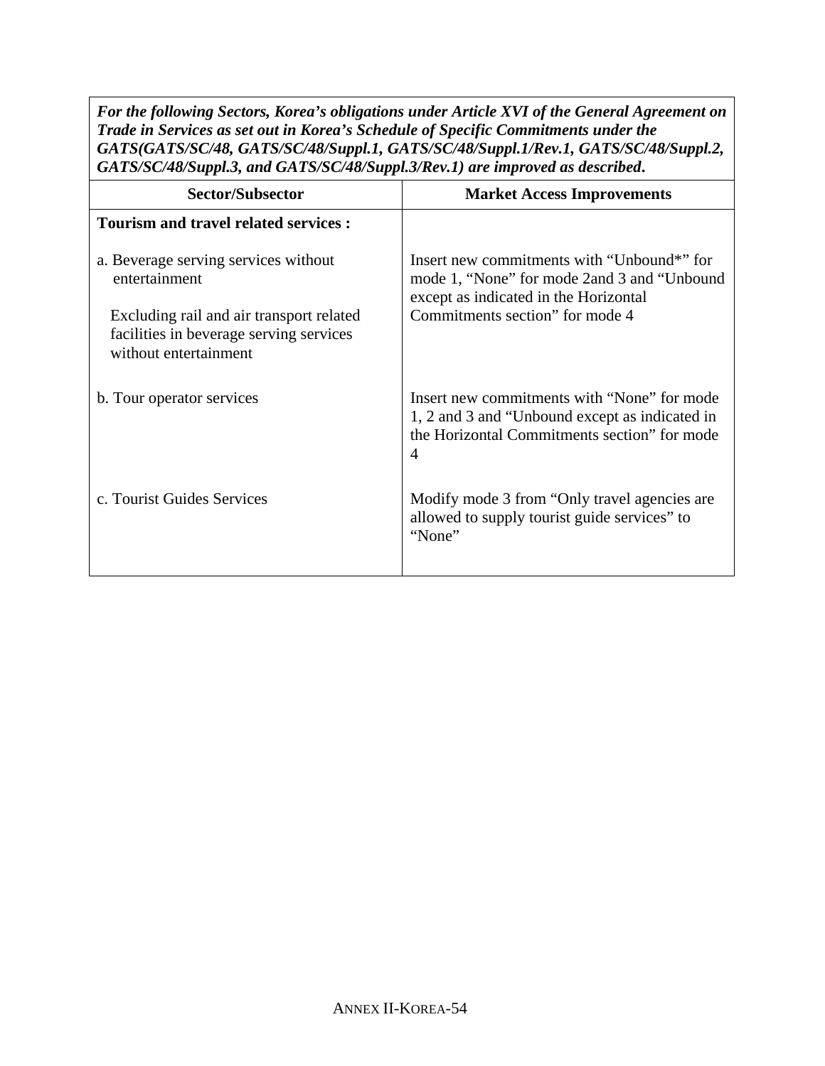***For the following Sectors, Korea's obligations under Article XVI of the General Agreement on Trade in Services as set out in Korea's Schedule of Specific Commitments under the GATS(GATS/SC/48, GATS/SC/48/Suppl.1, GATS/SC/48/Suppl.1/Rev.1, GATS/SC/48/Suppl.2, GATS/SC/48/Suppl.3, and GATS/SC/48/Suppl.3/Rev.1) are improved as described.***

| Sector/Subsector | Market Access Improvements |
|---|---|
| **Tourism and travel related services :** | |
| a. Beverage serving services without entertainment<br><br>Excluding rail and air transport related facilities in beverage serving services without entertainment | Insert new commitments with "Unbound*" for mode 1, "None" for mode 2and 3 and "Unbound except as indicated in the Horizontal Commitments section" for mode 4 |
| b. Tour operator services | Insert new commitments with "None" for mode 1, 2 and 3 and "Unbound except as indicated in the Horizontal Commitments section" for mode 4 |
| c. Tourist Guides Services | Modify mode 3 from "Only travel agencies are allowed to supply tourist guide services" to "None" |